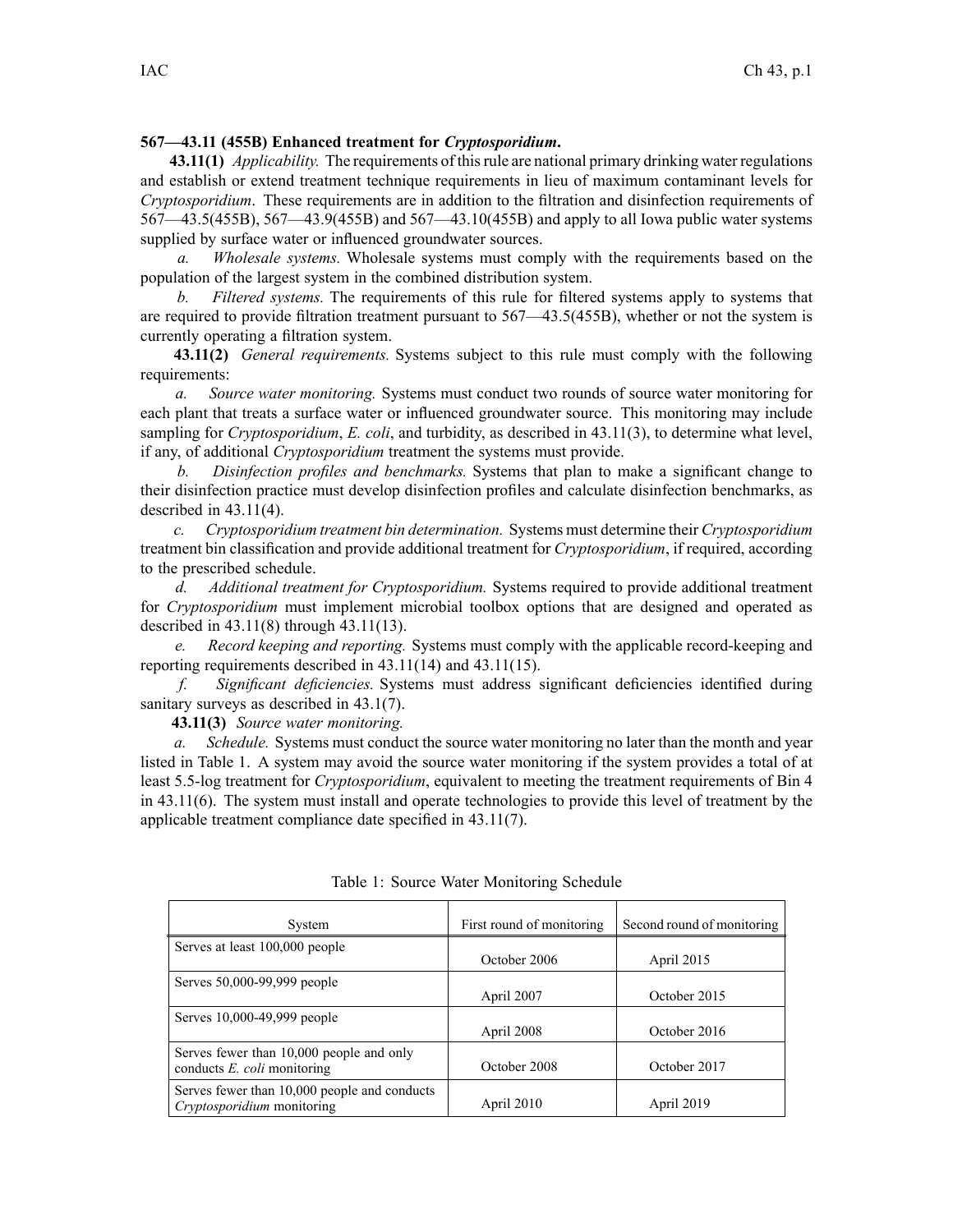**567—43.11 (455B) Enhanced treatment for *Cryptosporidium*.**

**43.11(1)** *Applicability.* The requirements of this rule are national primary drinking water regulations and establish or extend treatment technique requirements in lieu of maximum contaminant levels for *Cryptosporidium*. These requirements are in addition to the filtration and disinfection requirements of 567—43.5(455B), 567—43.9(455B) and 567—43.10(455B) and apply to all Iowa public water systems supplied by surface water or influenced groundwater sources.

*a. Wholesale systems.* Wholesale systems must comply with the requirements based on the population of the largest system in the combined distribution system.

*b. Filtered systems.* The requirements of this rule for filtered systems apply to systems that are required to provide filtration treatment pursuant to 567—43.5(455B), whether or not the system is currently operating a filtration system.

**43.11(2)** *General requirements.* Systems subject to this rule must comply with the following requirements:

*a. Source water monitoring.* Systems must conduct two rounds of source water monitoring for each plant that treats a surface water or influenced groundwater source. This monitoring may include sampling for *Cryptosporidium*, *E. coli*, and turbidity, as described in 43.11(3), to determine what level, if any, of additional *Cryptosporidium* treatment the systems must provide.

*b. Disinfection profiles and benchmarks.* Systems that plan to make a significant change to their disinfection practice must develop disinfection profiles and calculate disinfection benchmarks, as described in 43.11(4).

*c. Cryptosporidium treatment bin determination.* Systems must determine their *Cryptosporidium* treatment bin classification and provide additional treatment for *Cryptosporidium*, if required, according to the prescribed schedule.

*d. Additional treatment for Cryptosporidium.* Systems required to provide additional treatment for *Cryptosporidium* must implement microbial toolbox options that are designed and operated as described in 43.11(8) through 43.11(13).

*e. Record keeping and reporting.* Systems must comply with the applicable record-keeping and reporting requirements described in 43.11(14) and 43.11(15).

*f. Significant deficiencies.* Systems must address significant deficiencies identified during sanitary surveys as described in 43.1(7).

**43.11(3)** *Source water monitoring.*

*a. Schedule.* Systems must conduct the source water monitoring no later than the month and year listed in Table 1. A system may avoid the source water monitoring if the system provides a total of at least 5.5-log treatment for *Cryptosporidium*, equivalent to meeting the treatment requirements of Bin 4 in 43.11(6). The system must install and operate technologies to provide this level of treatment by the applicable treatment compliance date specified in 43.11(7).

Table 1: Source Water Monitoring Schedule

| System | First round of monitoring | Second round of monitoring |
|---|---|---|
| Serves at least 100,000 people | October 2006 | April 2015 |
| Serves 50,000-99,999 people | April 2007 | October 2015 |
| Serves 10,000-49,999 people | April 2008 | October 2016 |
| Serves fewer than 10,000 people and only conducts *E. coli* monitoring | October 2008 | October 2017 |
| Serves fewer than 10,000 people and conducts *Cryptosporidium* monitoring | April 2010 | April 2019 |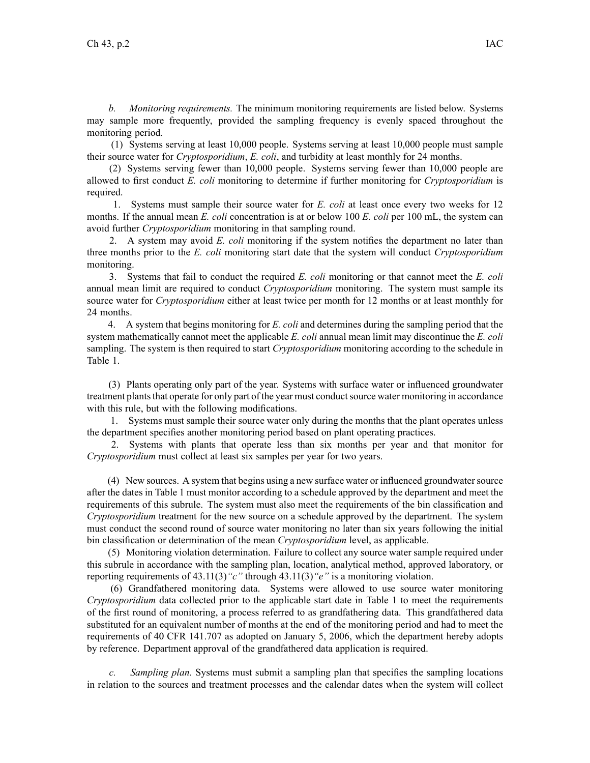*b. Monitoring requirements.* The minimum monitoring requirements are listed below. Systems may sample more frequently, provided the sampling frequency is evenly spaced throughout the monitoring period.

(1) Systems serving at least 10,000 people. Systems serving at least 10,000 people must sample their source water for *Cryptosporidium*, *E. coli*, and turbidity at least monthly for 24 months.

(2) Systems serving fewer than 10,000 people. Systems serving fewer than 10,000 people are allowed to first conduct *E. coli* monitoring to determine if further monitoring for *Cryptosporidium* is required.

1. Systems must sample their source water for *E. coli* at least once every two weeks for 12 months. If the annual mean *E. coli* concentration is at or below 100 *E. coli* per 100 mL, the system can avoid further *Cryptosporidium* monitoring in that sampling round.

2. A system may avoid *E. coli* monitoring if the system notifies the department no later than three months prior to the *E. coli* monitoring start date that the system will conduct *Cryptosporidium* monitoring.

3. Systems that fail to conduct the required *E. coli* monitoring or that cannot meet the *E. coli* annual mean limit are required to conduct *Cryptosporidium* monitoring. The system must sample its source water for *Cryptosporidium* either at least twice per month for 12 months or at least monthly for 24 months.

4. A system that begins monitoring for *E. coli* and determines during the sampling period that the system mathematically cannot meet the applicable *E. coli* annual mean limit may discontinue the *E. coli* sampling. The system is then required to start *Cryptosporidium* monitoring according to the schedule in Table 1.

(3) Plants operating only part of the year. Systems with surface water or influenced groundwater treatment plants that operate for only part of the year must conduct source water monitoring in accordance with this rule, but with the following modifications.

1. Systems must sample their source water only during the months that the plant operates unless the department specifies another monitoring period based on plant operating practices.

2. Systems with plants that operate less than six months per year and that monitor for *Cryptosporidium* must collect at least six samples per year for two years.

(4) New sources. A system that begins using a new surface water or influenced groundwater source after the dates in Table 1 must monitor according to a schedule approved by the department and meet the requirements of this subrule. The system must also meet the requirements of the bin classification and *Cryptosporidium* treatment for the new source on a schedule approved by the department. The system must conduct the second round of source water monitoring no later than six years following the initial bin classification or determination of the mean *Cryptosporidium* level, as applicable.

(5) Monitoring violation determination. Failure to collect any source water sample required under this subrule in accordance with the sampling plan, location, analytical method, approved laboratory, or reporting requirements of 43.11(3)*"c"* through 43.11(3)*"e"* is a monitoring violation.

(6) Grandfathered monitoring data. Systems were allowed to use source water monitoring *Cryptosporidium* data collected prior to the applicable start date in Table 1 to meet the requirements of the first round of monitoring, a process referred to as grandfathering data. This grandfathered data substituted for an equivalent number of months at the end of the monitoring period and had to meet the requirements of 40 CFR 141.707 as adopted on January 5, 2006, which the department hereby adopts by reference. Department approval of the grandfathered data application is required.

*c. Sampling plan.* Systems must submit a sampling plan that specifies the sampling locations in relation to the sources and treatment processes and the calendar dates when the system will collect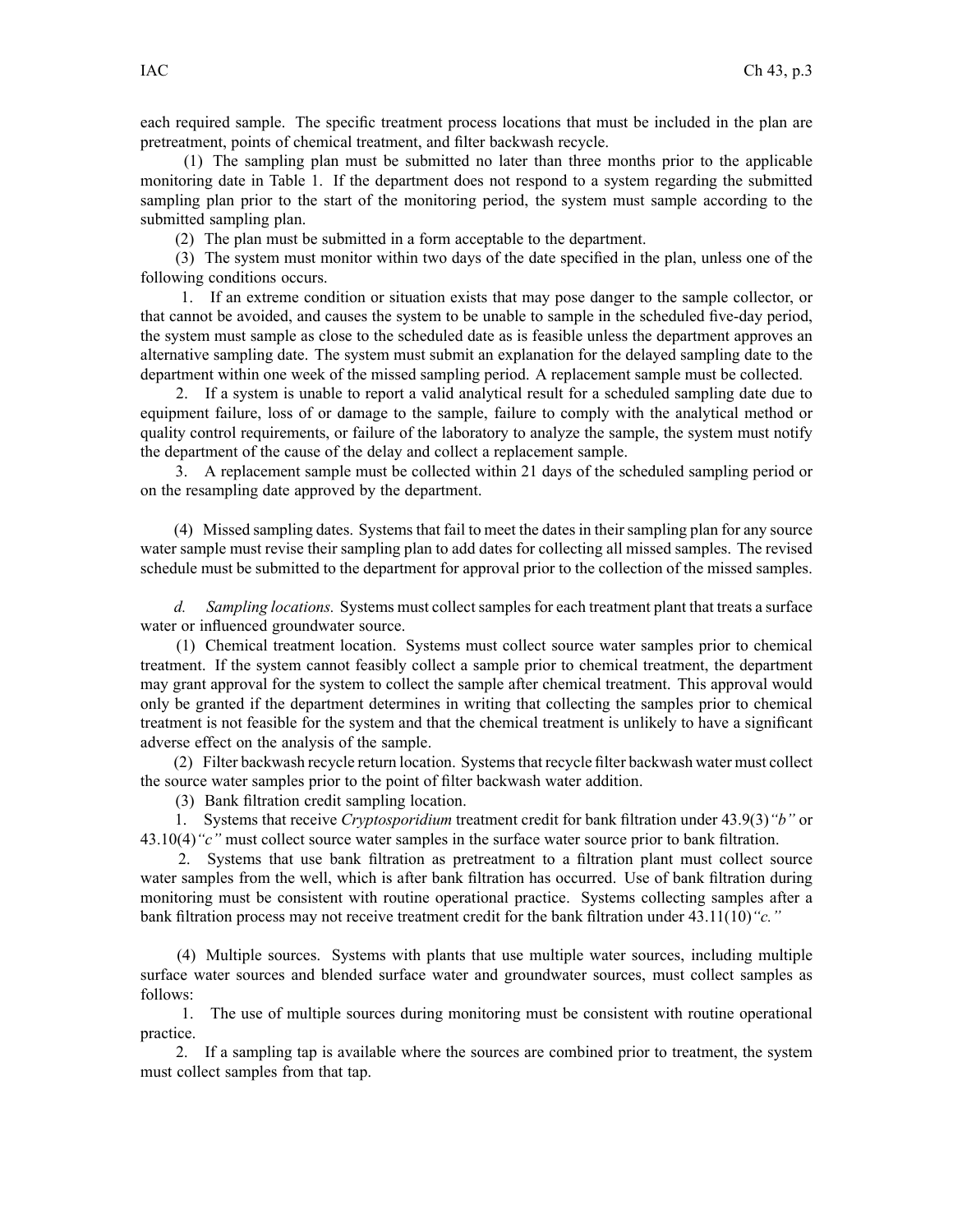each required sample. The specific treatment process locations that must be included in the plan are pretreatment, points of chemical treatment, and filter backwash recycle.

(1) The sampling plan must be submitted no later than three months prior to the applicable monitoring date in Table 1. If the department does not respond to a system regarding the submitted sampling plan prior to the start of the monitoring period, the system must sample according to the submitted sampling plan.

(2) The plan must be submitted in a form acceptable to the department.

(3) The system must monitor within two days of the date specified in the plan, unless one of the following conditions occurs.

1. If an extreme condition or situation exists that may pose danger to the sample collector, or that cannot be avoided, and causes the system to be unable to sample in the scheduled five-day period, the system must sample as close to the scheduled date as is feasible unless the department approves an alternative sampling date. The system must submit an explanation for the delayed sampling date to the department within one week of the missed sampling period. A replacement sample must be collected.

2. If a system is unable to report a valid analytical result for a scheduled sampling date due to equipment failure, loss of or damage to the sample, failure to comply with the analytical method or quality control requirements, or failure of the laboratory to analyze the sample, the system must notify the department of the cause of the delay and collect a replacement sample.

3. A replacement sample must be collected within 21 days of the scheduled sampling period or on the resampling date approved by the department.

(4) Missed sampling dates. Systems that fail to meet the dates in their sampling plan for any source water sample must revise their sampling plan to add dates for collecting all missed samples. The revised schedule must be submitted to the department for approval prior to the collection of the missed samples.

*d. Sampling locations.* Systems must collect samples for each treatment plant that treats a surface water or influenced groundwater source.

(1) Chemical treatment location. Systems must collect source water samples prior to chemical treatment. If the system cannot feasibly collect a sample prior to chemical treatment, the department may grant approval for the system to collect the sample after chemical treatment. This approval would only be granted if the department determines in writing that collecting the samples prior to chemical treatment is not feasible for the system and that the chemical treatment is unlikely to have a significant adverse effect on the analysis of the sample.

(2) Filter backwash recycle return location. Systems that recycle filter backwash water must collect the source water samples prior to the point of filter backwash water addition.

(3) Bank filtration credit sampling location.

1. Systems that receive *Cryptosporidium* treatment credit for bank filtration under 43.9(3)*"b"* or 43.10(4)*"c"* must collect source water samples in the surface water source prior to bank filtration.

2. Systems that use bank filtration as pretreatment to a filtration plant must collect source water samples from the well, which is after bank filtration has occurred. Use of bank filtration during monitoring must be consistent with routine operational practice. Systems collecting samples after a bank filtration process may not receive treatment credit for the bank filtration under 43.11(10)*"c."*

(4) Multiple sources. Systems with plants that use multiple water sources, including multiple surface water sources and blended surface water and groundwater sources, must collect samples as follows:

1. The use of multiple sources during monitoring must be consistent with routine operational practice.

2. If a sampling tap is available where the sources are combined prior to treatment, the system must collect samples from that tap.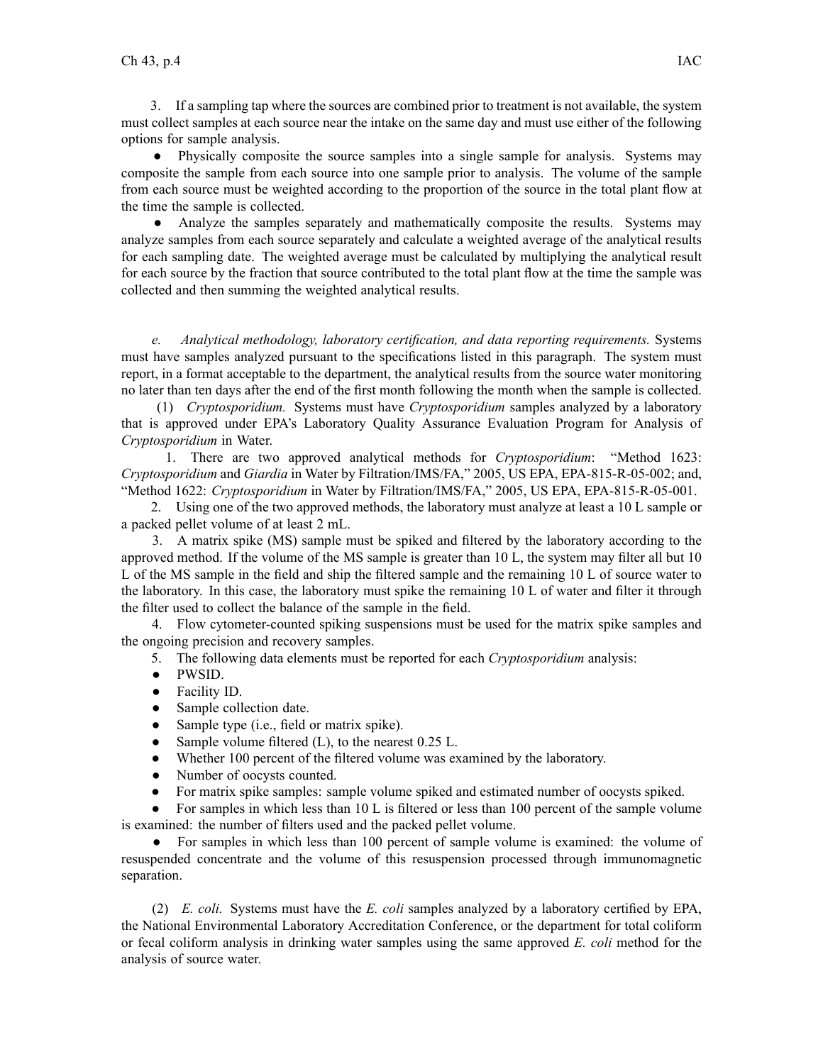3. If a sampling tap where the sources are combined prior to treatment is not available, the system must collect samples at each source near the intake on the same day and must use either of the following options for sample analysis.

● Physically composite the source samples into a single sample for analysis. Systems may composite the sample from each source into one sample prior to analysis. The volume of the sample from each source must be weighted according to the proportion of the source in the total plant flow at the time the sample is collected.

● Analyze the samples separately and mathematically composite the results. Systems may analyze samples from each source separately and calculate a weighted average of the analytical results for each sampling date. The weighted average must be calculated by multiplying the analytical result for each source by the fraction that source contributed to the total plant flow at the time the sample was collected and then summing the weighted analytical results.

*e. Analytical methodology, laboratory certification, and data reporting requirements.* Systems must have samples analyzed pursuant to the specifications listed in this paragraph. The system must report, in a format acceptable to the department, the analytical results from the source water monitoring no later than ten days after the end of the first month following the month when the sample is collected.

(1) *Cryptosporidium.* Systems must have *Cryptosporidium* samples analyzed by a laboratory that is approved under EPA's Laboratory Quality Assurance Evaluation Program for Analysis of *Cryptosporidium* in Water.

1. There are two approved analytical methods for *Cryptosporidium*: "Method 1623: *Cryptosporidium* and *Giardia* in Water by Filtration/IMS/FA," 2005, US EPA, EPA-815-R-05-002; and, "Method 1622: *Cryptosporidium* in Water by Filtration/IMS/FA," 2005, US EPA, EPA-815-R-05-001.

2. Using one of the two approved methods, the laboratory must analyze at least a 10 L sample or a packed pellet volume of at least 2 mL.

3. A matrix spike (MS) sample must be spiked and filtered by the laboratory according to the approved method. If the volume of the MS sample is greater than 10 L, the system may filter all but 10 L of the MS sample in the field and ship the filtered sample and the remaining 10 L of source water to the laboratory. In this case, the laboratory must spike the remaining 10 L of water and filter it through the filter used to collect the balance of the sample in the field.

4. Flow cytometer-counted spiking suspensions must be used for the matrix spike samples and the ongoing precision and recovery samples.

5. The following data elements must be reported for each *Cryptosporidium* analysis:

- PWSID.
- Facility ID.
- Sample collection date.
- Sample type (i.e., field or matrix spike).
- Sample volume filtered (L), to the nearest 0.25 L.
- Whether 100 percent of the filtered volume was examined by the laboratory.
- Number of oocysts counted.
- For matrix spike samples: sample volume spiked and estimated number of oocysts spiked.
- For samples in which less than 10 L is filtered or less than 100 percent of the sample volume is examined: the number of filters used and the packed pellet volume.
- For samples in which less than 100 percent of sample volume is examined: the volume of resuspended concentrate and the volume of this resuspension processed through immunomagnetic separation.

(2) *E. coli.* Systems must have the *E. coli* samples analyzed by a laboratory certified by EPA, the National Environmental Laboratory Accreditation Conference, or the department for total coliform or fecal coliform analysis in drinking water samples using the same approved *E. coli* method for the analysis of source water.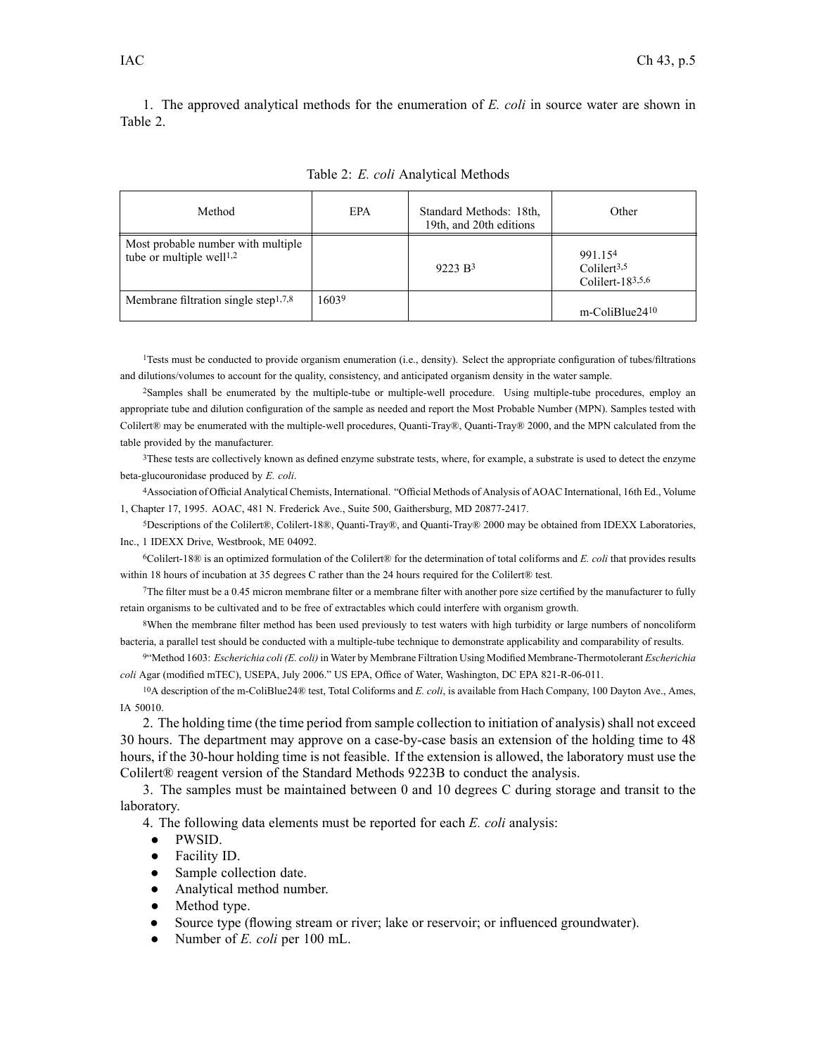1. The approved analytical methods for the enumeration of *E. coli* in source water are shown in Table 2.

Table 2: *E. coli* Analytical Methods

| Method | EPA | Standard Methods: 18th, 19th, and 20th editions | Other |
|---|---|---|---|
| Most probable number with multiple tube or multiple well[1,2] | | 9223 B[3] | 991.15[4]<br>Colilert[3,5]<br>Colilert-18[3,5,6] |
| Membrane filtration single step[1,7,8] | 1603[9] | | m-ColiBlue24[10] |

[1]Tests must be conducted to provide organism enumeration (i.e., density). Select the appropriate configuration of tubes/filtrations and dilutions/volumes to account for the quality, consistency, and anticipated organism density in the water sample.

[2]Samples shall be enumerated by the multiple-tube or multiple-well procedure. Using multiple-tube procedures, employ an appropriate tube and dilution configuration of the sample as needed and report the Most Probable Number (MPN). Samples tested with Colilert® may be enumerated with the multiple-well procedures, Quanti-Tray®, Quanti-Tray® 2000, and the MPN calculated from the table provided by the manufacturer.

[3]These tests are collectively known as defined enzyme substrate tests, where, for example, a substrate is used to detect the enzyme beta-glucouronidase produced by *E. coli*.

[4]Association of Official Analytical Chemists, International. "Official Methods of Analysis of AOAC International, 16th Ed., Volume 1, Chapter 17, 1995. AOAC, 481 N. Frederick Ave., Suite 500, Gaithersburg, MD 20877-2417.

[5]Descriptions of the Colilert®, Colilert-18®, Quanti-Tray®, and Quanti-Tray® 2000 may be obtained from IDEXX Laboratories, Inc., 1 IDEXX Drive, Westbrook, ME 04092.

[6]Colilert-18® is an optimized formulation of the Colilert® for the determination of total coliforms and *E. coli* that provides results within 18 hours of incubation at 35 degrees C rather than the 24 hours required for the Colilert® test.

[7]The filter must be a 0.45 micron membrane filter or a membrane filter with another pore size certified by the manufacturer to fully retain organisms to be cultivated and to be free of extractables which could interfere with organism growth.

[8]When the membrane filter method has been used previously to test waters with high turbidity or large numbers of noncoliform bacteria, a parallel test should be conducted with a multiple-tube technique to demonstrate applicability and comparability of results.

[9]"Method 1603: *Escherichia coli (E. coli)* in Water by Membrane Filtration Using Modified Membrane-Thermotolerant *Escherichia coli* Agar (modified mTEC), USEPA, July 2006." US EPA, Office of Water, Washington, DC EPA 821-R-06-011.

[10]A description of the m-ColiBlue24® test, Total Coliforms and *E. coli*, is available from Hach Company, 100 Dayton Ave., Ames, IA 50010.

2. The holding time (the time period from sample collection to initiation of analysis) shall not exceed 30 hours. The department may approve on a case-by-case basis an extension of the holding time to 48 hours, if the 30-hour holding time is not feasible. If the extension is allowed, the laboratory must use the Colilert® reagent version of the Standard Methods 9223B to conduct the analysis.

3. The samples must be maintained between 0 and 10 degrees C during storage and transit to the laboratory.

4. The following data elements must be reported for each *E. coli* analysis:

- PWSID.
- Facility ID.
- Sample collection date.
- Analytical method number.
- Method type.
- Source type (flowing stream or river; lake or reservoir; or influenced groundwater).
- Number of *E. coli* per 100 mL.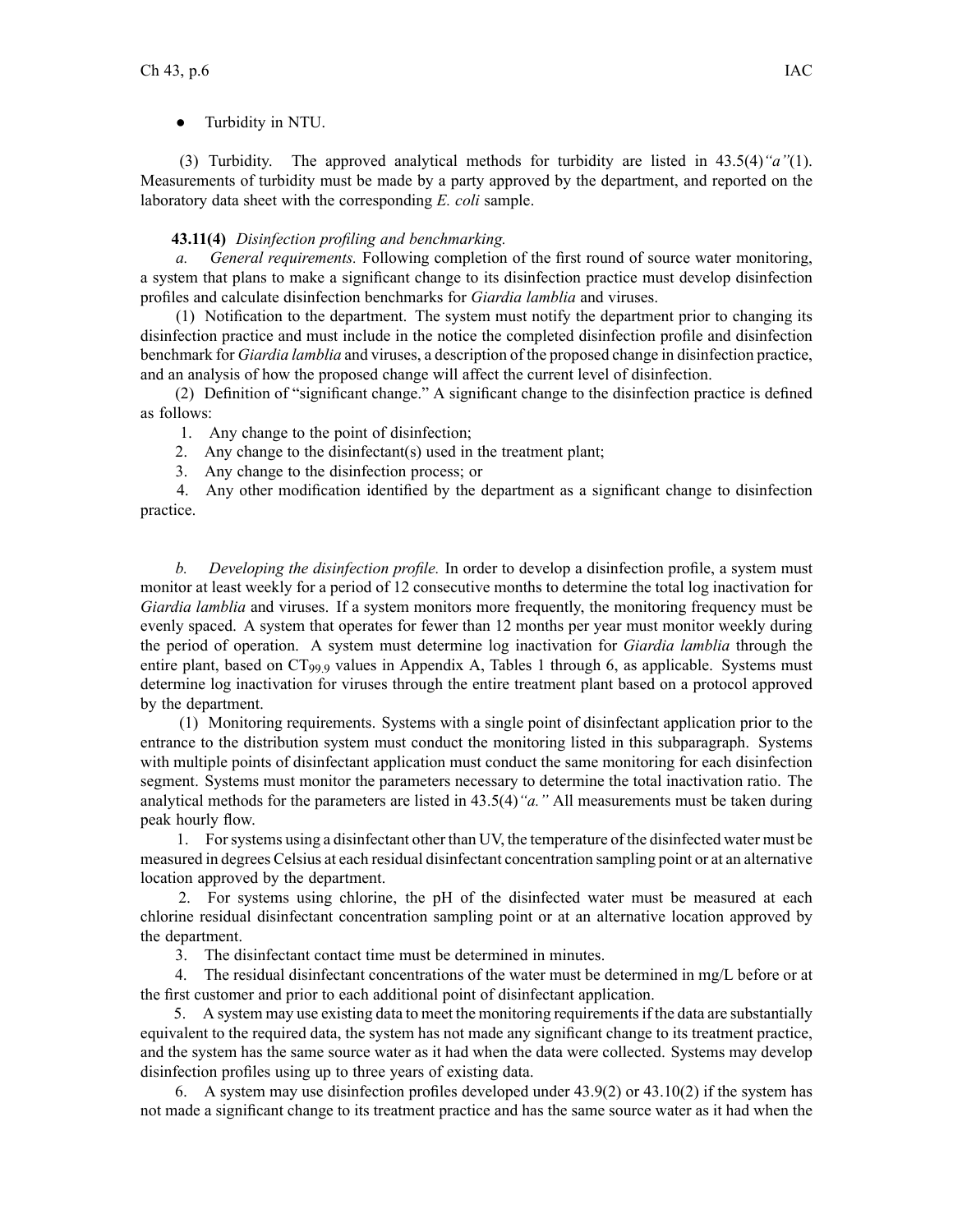- Turbidity in NTU.

(3) Turbidity. The approved analytical methods for turbidity are listed in 43.5(4)*"a"*(1). Measurements of turbidity must be made by a party approved by the department, and reported on the laboratory data sheet with the corresponding *E. coli* sample.

**43.11(4)** *Disinfection profiling and benchmarking.*

*a. General requirements.* Following completion of the first round of source water monitoring, a system that plans to make a significant change to its disinfection practice must develop disinfection profiles and calculate disinfection benchmarks for *Giardia lamblia* and viruses.

(1) Notification to the department. The system must notify the department prior to changing its disinfection practice and must include in the notice the completed disinfection profile and disinfection benchmark for *Giardia lamblia* and viruses, a description of the proposed change in disinfection practice, and an analysis of how the proposed change will affect the current level of disinfection.

(2) Definition of "significant change." A significant change to the disinfection practice is defined as follows:

1. Any change to the point of disinfection;
2. Any change to the disinfectant(s) used in the treatment plant;
3. Any change to the disinfection process; or
4. Any other modification identified by the department as a significant change to disinfection practice.

*b. Developing the disinfection profile.* In order to develop a disinfection profile, a system must monitor at least weekly for a period of 12 consecutive months to determine the total log inactivation for *Giardia lamblia* and viruses. If a system monitors more frequently, the monitoring frequency must be evenly spaced. A system that operates for fewer than 12 months per year must monitor weekly during the period of operation. A system must determine log inactivation for *Giardia lamblia* through the entire plant, based on $CT_{99.9}$ values in Appendix A, Tables 1 through 6, as applicable. Systems must determine log inactivation for viruses through the entire treatment plant based on a protocol approved by the department.

(1) Monitoring requirements. Systems with a single point of disinfectant application prior to the entrance to the distribution system must conduct the monitoring listed in this subparagraph. Systems with multiple points of disinfectant application must conduct the same monitoring for each disinfection segment. Systems must monitor the parameters necessary to determine the total inactivation ratio. The analytical methods for the parameters are listed in 43.5(4)*"a."* All measurements must be taken during peak hourly flow.

1. For systems using a disinfectant other than UV, the temperature of the disinfected water must be measured in degrees Celsius at each residual disinfectant concentration sampling point or at an alternative location approved by the department.
2. For systems using chlorine, the pH of the disinfected water must be measured at each chlorine residual disinfectant concentration sampling point or at an alternative location approved by the department.
3. The disinfectant contact time must be determined in minutes.
4. The residual disinfectant concentrations of the water must be determined in mg/L before or at the first customer and prior to each additional point of disinfectant application.
5. A system may use existing data to meet the monitoring requirements if the data are substantially equivalent to the required data, the system has not made any significant change to its treatment practice, and the system has the same source water as it had when the data were collected. Systems may develop disinfection profiles using up to three years of existing data.
6. A system may use disinfection profiles developed under 43.9(2) or 43.10(2) if the system has not made a significant change to its treatment practice and has the same source water as it had when the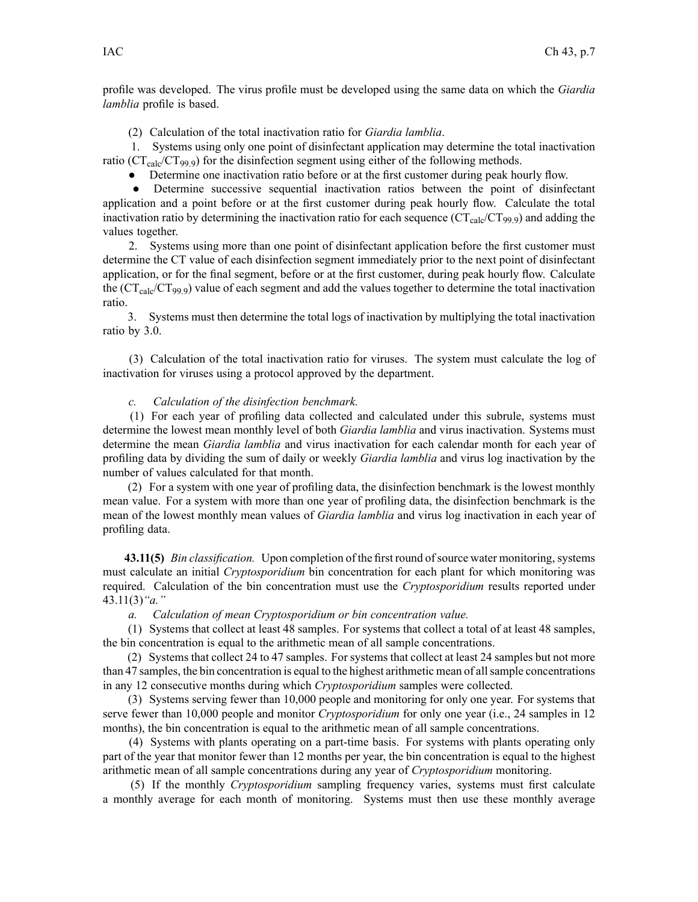profile was developed. The virus profile must be developed using the same data on which the *Giardia lamblia* profile is based.

(2) Calculation of the total inactivation ratio for *Giardia lamblia*.

1. Systems using only one point of disinfectant application may determine the total inactivation ratio ($CT_{calc}/CT_{99.9}$) for the disinfection segment using either of the following methods.

- Determine one inactivation ratio before or at the first customer during peak hourly flow.
- Determine successive sequential inactivation ratios between the point of disinfectant application and a point before or at the first customer during peak hourly flow. Calculate the total inactivation ratio by determining the inactivation ratio for each sequence ($CT_{calc}/CT_{99.9}$) and adding the values together.

2. Systems using more than one point of disinfectant application before the first customer must determine the CT value of each disinfection segment immediately prior to the next point of disinfectant application, or for the final segment, before or at the first customer, during peak hourly flow. Calculate the ($CT_{calc}/CT_{99.9}$) value of each segment and add the values together to determine the total inactivation ratio.

3. Systems must then determine the total logs of inactivation by multiplying the total inactivation ratio by 3.0.

(3) Calculation of the total inactivation ratio for viruses. The system must calculate the log of inactivation for viruses using a protocol approved by the department.

*c. Calculation of the disinfection benchmark.*

(1) For each year of profiling data collected and calculated under this subrule, systems must determine the lowest mean monthly level of both *Giardia lamblia* and virus inactivation. Systems must determine the mean *Giardia lamblia* and virus inactivation for each calendar month for each year of profiling data by dividing the sum of daily or weekly *Giardia lamblia* and virus log inactivation by the number of values calculated for that month.

(2) For a system with one year of profiling data, the disinfection benchmark is the lowest monthly mean value. For a system with more than one year of profiling data, the disinfection benchmark is the mean of the lowest monthly mean values of *Giardia lamblia* and virus log inactivation in each year of profiling data.

**43.11(5)** *Bin classification.* Upon completion of the first round of source water monitoring, systems must calculate an initial *Cryptosporidium* bin concentration for each plant for which monitoring was required. Calculation of the bin concentration must use the *Cryptosporidium* results reported under 43.11(3)*"a."*

*a. Calculation of mean Cryptosporidium or bin concentration value.*

(1) Systems that collect at least 48 samples. For systems that collect a total of at least 48 samples, the bin concentration is equal to the arithmetic mean of all sample concentrations.

(2) Systems that collect 24 to 47 samples. For systems that collect at least 24 samples but not more than 47 samples, the bin concentration is equal to the highest arithmetic mean of all sample concentrations in any 12 consecutive months during which *Cryptosporidium* samples were collected.

(3) Systems serving fewer than 10,000 people and monitoring for only one year. For systems that serve fewer than 10,000 people and monitor *Cryptosporidium* for only one year (i.e., 24 samples in 12 months), the bin concentration is equal to the arithmetic mean of all sample concentrations.

(4) Systems with plants operating on a part-time basis. For systems with plants operating only part of the year that monitor fewer than 12 months per year, the bin concentration is equal to the highest arithmetic mean of all sample concentrations during any year of *Cryptosporidium* monitoring.

(5) If the monthly *Cryptosporidium* sampling frequency varies, systems must first calculate a monthly average for each month of monitoring. Systems must then use these monthly average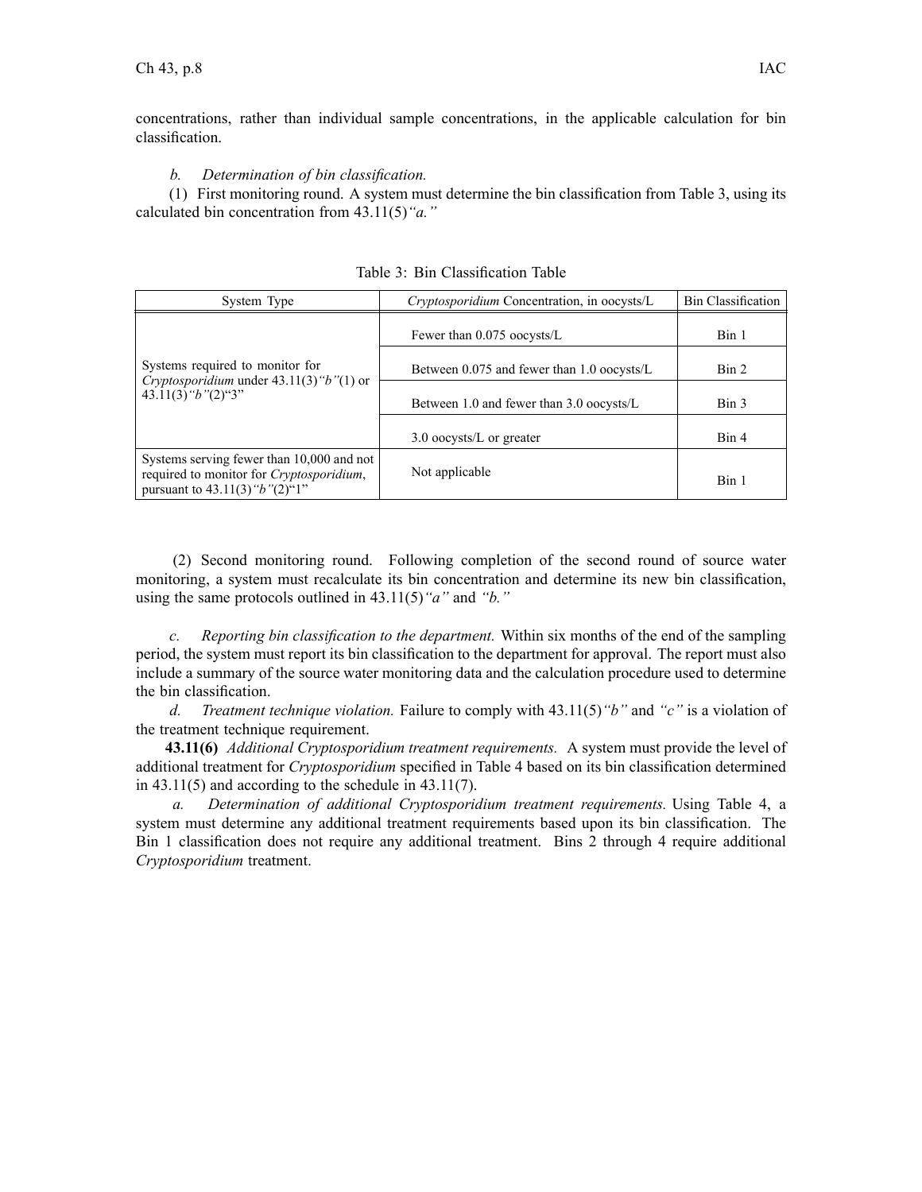concentrations, rather than individual sample concentrations, in the applicable calculation for bin classification.

*b. Determination of bin classification.*

(1) First monitoring round. A system must determine the bin classification from Table 3, using its calculated bin concentration from 43.11(5)*"a."*

Table 3: Bin Classification Table

| System Type | *Cryptosporidium* Concentration, in oocysts/L | Bin Classification |
|---|---|---|
| Systems required to monitor for *Cryptosporidium* under 43.11(3)*"b"*(1) or 43.11(3)*"b"*(2)"3" | Fewer than 0.075 oocysts/L | Bin 1 |
| | Between 0.075 and fewer than 1.0 oocysts/L | Bin 2 |
| | Between 1.0 and fewer than 3.0 oocysts/L | Bin 3 |
| | 3.0 oocysts/L or greater | Bin 4 |
| Systems serving fewer than 10,000 and not required to monitor for *Cryptosporidium*, pursuant to 43.11(3)*"b"*(2)"1" | Not applicable | Bin 1 |

(2) Second monitoring round. Following completion of the second round of source water monitoring, a system must recalculate its bin concentration and determine its new bin classification, using the same protocols outlined in 43.11(5)*"a"* and *"b."*

*c. Reporting bin classification to the department.* Within six months of the end of the sampling period, the system must report its bin classification to the department for approval. The report must also include a summary of the source water monitoring data and the calculation procedure used to determine the bin classification.

*d. Treatment technique violation.* Failure to comply with 43.11(5)*"b"* and *"c"* is a violation of the treatment technique requirement.

**43.11(6)** *Additional Cryptosporidium treatment requirements.* A system must provide the level of additional treatment for *Cryptosporidium* specified in Table 4 based on its bin classification determined in 43.11(5) and according to the schedule in 43.11(7).

*a. Determination of additional Cryptosporidium treatment requirements.* Using Table 4, a system must determine any additional treatment requirements based upon its bin classification. The Bin 1 classification does not require any additional treatment. Bins 2 through 4 require additional *Cryptosporidium* treatment.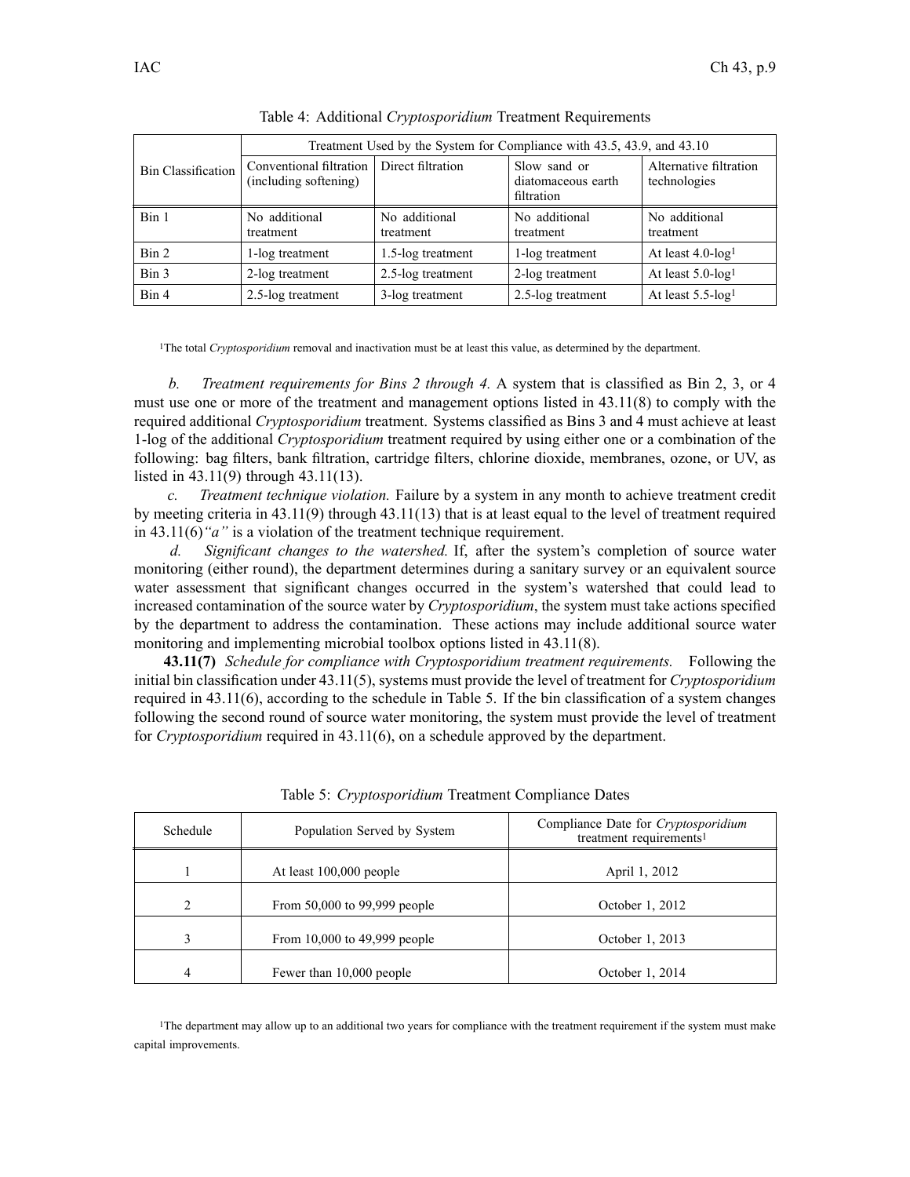Table 4: Additional *Cryptosporidium* Treatment Requirements

| Bin Classification | Treatment Used by the System for Compliance with 43.5, 43.9, and 43.10 | | | |
|---|---|---|---|---|
| | Conventional filtration (including softening) | Direct filtration | Slow sand or diatomaceous earth filtration | Alternative filtration technologies |
| Bin 1 | No additional treatment | No additional treatment | No additional treatment | No additional treatment |
| Bin 2 | 1-log treatment | 1.5-log treatment | 1-log treatment | At least 4.0-log[1] |
| Bin 3 | 2-log treatment | 2.5-log treatment | 2-log treatment | At least 5.0-log[1] |
| Bin 4 | 2.5-log treatment | 3-log treatment | 2.5-log treatment | At least 5.5-log[1] |

[1]The total *Cryptosporidium* removal and inactivation must be at least this value, as determined by the department.

*b. Treatment requirements for Bins 2 through 4.* A system that is classified as Bin 2, 3, or 4 must use one or more of the treatment and management options listed in 43.11(8) to comply with the required additional *Cryptosporidium* treatment. Systems classified as Bins 3 and 4 must achieve at least 1-log of the additional *Cryptosporidium* treatment required by using either one or a combination of the following: bag filters, bank filtration, cartridge filters, chlorine dioxide, membranes, ozone, or UV, as listed in 43.11(9) through 43.11(13).

*c. Treatment technique violation.* Failure by a system in any month to achieve treatment credit by meeting criteria in 43.11(9) through 43.11(13) that is at least equal to the level of treatment required in 43.11(6)*"a"* is a violation of the treatment technique requirement.

*d. Significant changes to the watershed.* If, after the system's completion of source water monitoring (either round), the department determines during a sanitary survey or an equivalent source water assessment that significant changes occurred in the system's watershed that could lead to increased contamination of the source water by *Cryptosporidium*, the system must take actions specified by the department to address the contamination. These actions may include additional source water monitoring and implementing microbial toolbox options listed in 43.11(8).

**43.11(7)** *Schedule for compliance with Cryptosporidium treatment requirements.* Following the initial bin classification under 43.11(5), systems must provide the level of treatment for *Cryptosporidium* required in 43.11(6), according to the schedule in Table 5. If the bin classification of a system changes following the second round of source water monitoring, the system must provide the level of treatment for *Cryptosporidium* required in 43.11(6), on a schedule approved by the department.

Table 5: *Cryptosporidium* Treatment Compliance Dates

| Schedule | Population Served by System | Compliance Date for *Cryptosporidium* treatment requirements[1] |
|---|---|---|
| 1 | At least 100,000 people | April 1, 2012 |
| 2 | From 50,000 to 99,999 people | October 1, 2012 |
| 3 | From 10,000 to 49,999 people | October 1, 2013 |
| 4 | Fewer than 10,000 people | October 1, 2014 |

[1]The department may allow up to an additional two years for compliance with the treatment requirement if the system must make capital improvements.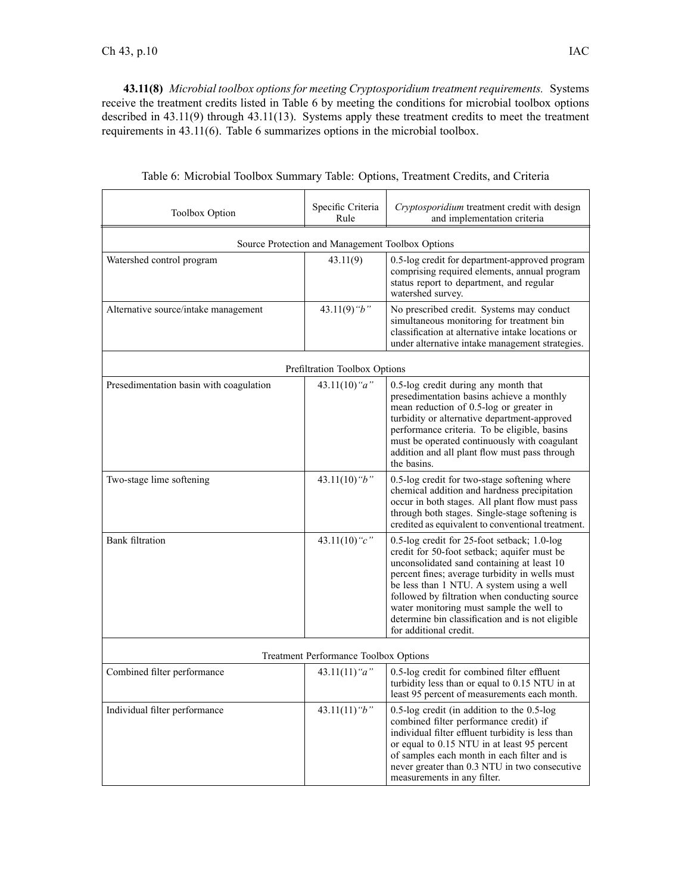**43.11(8)** *Microbial toolbox options for meeting Cryptosporidium treatment requirements.* Systems receive the treatment credits listed in Table 6 by meeting the conditions for microbial toolbox options described in 43.11(9) through 43.11(13). Systems apply these treatment credits to meet the treatment requirements in 43.11(6). Table 6 summarizes options in the microbial toolbox.

Table 6: Microbial Toolbox Summary Table: Options, Treatment Credits, and Criteria

| Toolbox Option | Specific Criteria Rule | *Cryptosporidium* treatment credit with design and implementation criteria |
|---|---|---|
| Source Protection and Management Toolbox Options | | |
| Watershed control program | 43.11(9) | 0.5-log credit for department-approved program comprising required elements, annual program status report to department, and regular watershed survey. |
| Alternative source/intake management | 43.11(9)*"b"* | No prescribed credit. Systems may conduct simultaneous monitoring for treatment bin classification at alternative intake locations or under alternative intake management strategies. |
| Prefiltration Toolbox Options | | |
| Presedimentation basin with coagulation | 43.11(10)*"a"* | 0.5-log credit during any month that presedimentation basins achieve a monthly mean reduction of 0.5-log or greater in turbidity or alternative department-approved performance criteria. To be eligible, basins must be operated continuously with coagulant addition and all plant flow must pass through the basins. |
| Two-stage lime softening | 43.11(10)*"b"* | 0.5-log credit for two-stage softening where chemical addition and hardness precipitation occur in both stages. All plant flow must pass through both stages. Single-stage softening is credited as equivalent to conventional treatment. |
| Bank filtration | 43.11(10)*"c"* | 0.5-log credit for 25-foot setback; 1.0-log credit for 50-foot setback; aquifer must be unconsolidated sand containing at least 10 percent fines; average turbidity in wells must be less than 1 NTU. A system using a well followed by filtration when conducting source water monitoring must sample the well to determine bin classification and is not eligible for additional credit. |
| Treatment Performance Toolbox Options | | |
| Combined filter performance | 43.11(11)*"a"* | 0.5-log credit for combined filter effluent turbidity less than or equal to 0.15 NTU in at least 95 percent of measurements each month. |
| Individual filter performance | 43.11(11)*"b"* | 0.5-log credit (in addition to the 0.5-log combined filter performance credit) if individual filter effluent turbidity is less than or equal to 0.15 NTU in at least 95 percent of samples each month in each filter and is never greater than 0.3 NTU in two consecutive measurements in any filter. |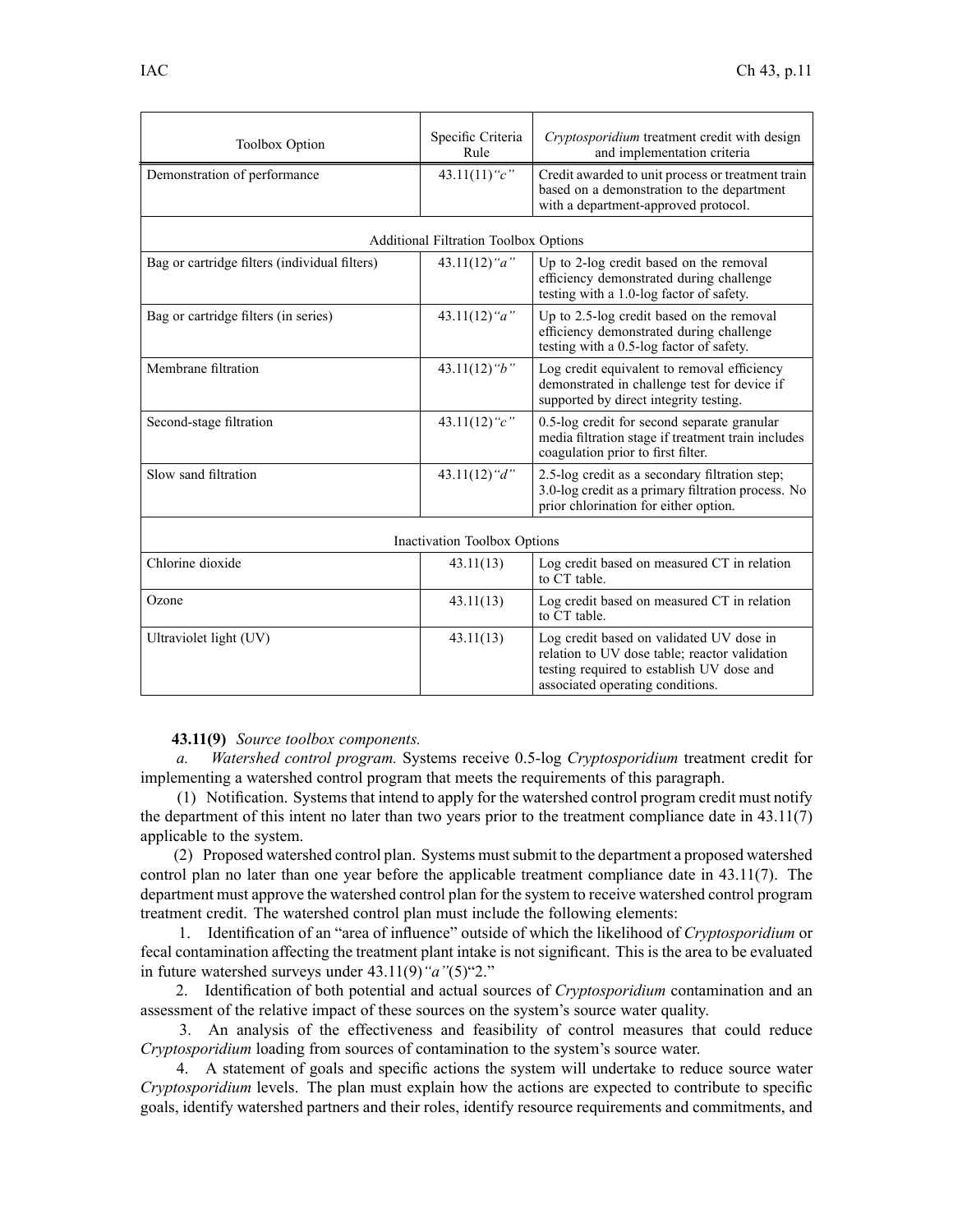| Toolbox Option | Specific Criteria Rule | *Cryptosporidium* treatment credit with design and implementation criteria |
|---|---|---|
| Demonstration of performance | 43.11(11)*"c"* | Credit awarded to unit process or treatment train based on a demonstration to the department with a department-approved protocol. |
| Additional Filtration Toolbox Options | | |
| Bag or cartridge filters (individual filters) | 43.11(12)*"a"* | Up to 2-log credit based on the removal efficiency demonstrated during challenge testing with a 1.0-log factor of safety. |
| Bag or cartridge filters (in series) | 43.11(12)*"a"* | Up to 2.5-log credit based on the removal efficiency demonstrated during challenge testing with a 0.5-log factor of safety. |
| Membrane filtration | 43.11(12)*"b"* | Log credit equivalent to removal efficiency demonstrated in challenge test for device if supported by direct integrity testing. |
| Second-stage filtration | 43.11(12)*"c"* | 0.5-log credit for second separate granular media filtration stage if treatment train includes coagulation prior to first filter. |
| Slow sand filtration | 43.11(12)*"d"* | 2.5-log credit as a secondary filtration step; 3.0-log credit as a primary filtration process. No prior chlorination for either option. |
| Inactivation Toolbox Options | | |
| Chlorine dioxide | 43.11(13) | Log credit based on measured CT in relation to CT table. |
| Ozone | 43.11(13) | Log credit based on measured CT in relation to CT table. |
| Ultraviolet light (UV) | 43.11(13) | Log credit based on validated UV dose in relation to UV dose table; reactor validation testing required to establish UV dose and associated operating conditions. |

**43.11(9)** *Source toolbox components.*

*a. Watershed control program.* Systems receive 0.5-log *Cryptosporidium* treatment credit for implementing a watershed control program that meets the requirements of this paragraph.

(1) Notification. Systems that intend to apply for the watershed control program credit must notify the department of this intent no later than two years prior to the treatment compliance date in 43.11(7) applicable to the system.

(2) Proposed watershed control plan. Systems must submit to the department a proposed watershed control plan no later than one year before the applicable treatment compliance date in 43.11(7). The department must approve the watershed control plan for the system to receive watershed control program treatment credit. The watershed control plan must include the following elements:

1. Identification of an "area of influence" outside of which the likelihood of *Cryptosporidium* or fecal contamination affecting the treatment plant intake is not significant. This is the area to be evaluated in future watershed surveys under 43.11(9)*"a"*(5)"2."

2. Identification of both potential and actual sources of *Cryptosporidium* contamination and an assessment of the relative impact of these sources on the system's source water quality.

3. An analysis of the effectiveness and feasibility of control measures that could reduce *Cryptosporidium* loading from sources of contamination to the system's source water.

4. A statement of goals and specific actions the system will undertake to reduce source water *Cryptosporidium* levels. The plan must explain how the actions are expected to contribute to specific goals, identify watershed partners and their roles, identify resource requirements and commitments, and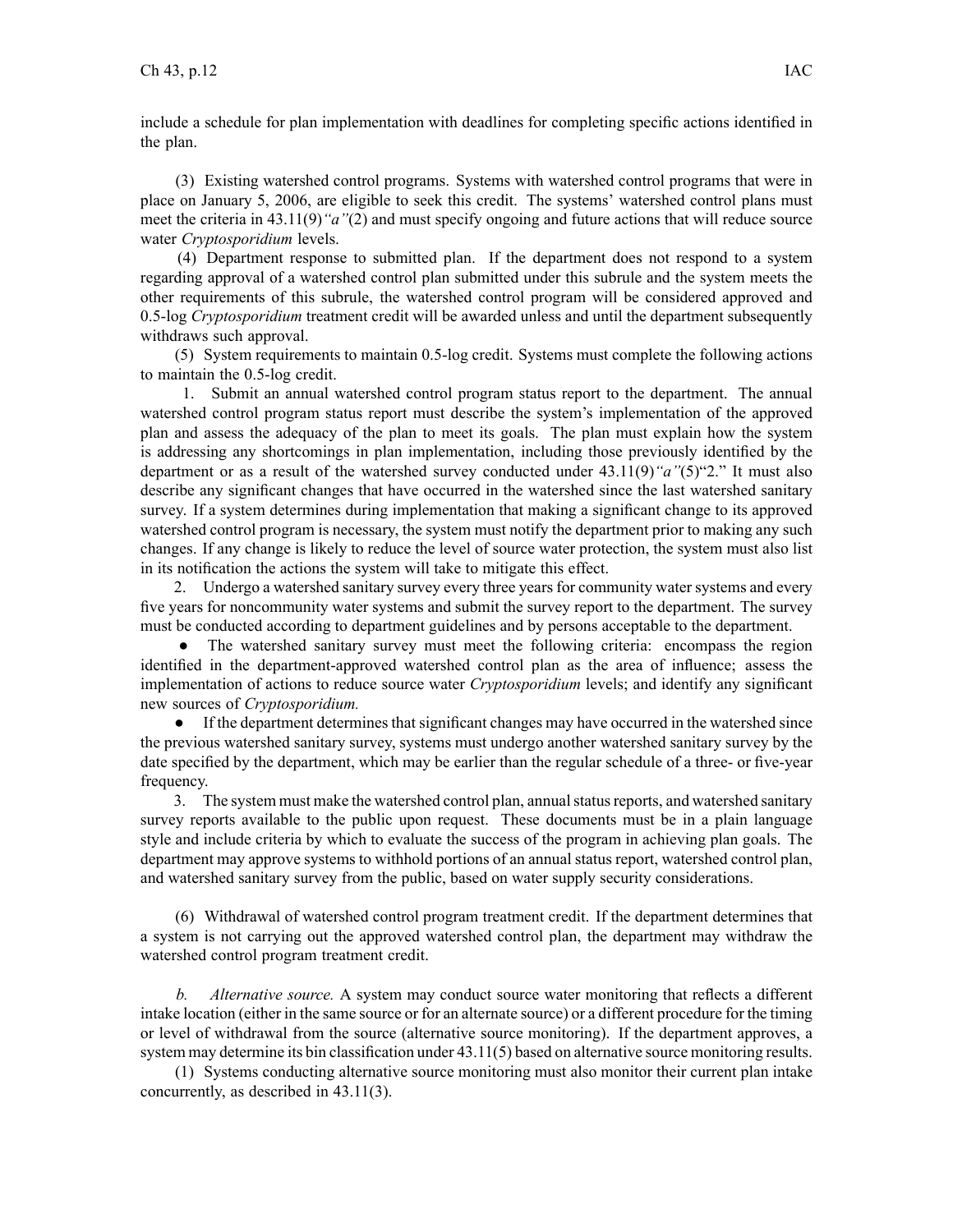include a schedule for plan implementation with deadlines for completing specific actions identified in the plan.

(3) Existing watershed control programs. Systems with watershed control programs that were in place on January 5, 2006, are eligible to seek this credit. The systems' watershed control plans must meet the criteria in 43.11(9)*"a"*(2) and must specify ongoing and future actions that will reduce source water *Cryptosporidium* levels.

(4) Department response to submitted plan. If the department does not respond to a system regarding approval of a watershed control plan submitted under this subrule and the system meets the other requirements of this subrule, the watershed control program will be considered approved and 0.5-log *Cryptosporidium* treatment credit will be awarded unless and until the department subsequently withdraws such approval.

(5) System requirements to maintain 0.5-log credit. Systems must complete the following actions to maintain the 0.5-log credit.

1. Submit an annual watershed control program status report to the department. The annual watershed control program status report must describe the system's implementation of the approved plan and assess the adequacy of the plan to meet its goals. The plan must explain how the system is addressing any shortcomings in plan implementation, including those previously identified by the department or as a result of the watershed survey conducted under 43.11(9)*"a"*(5)"2." It must also describe any significant changes that have occurred in the watershed since the last watershed sanitary survey. If a system determines during implementation that making a significant change to its approved watershed control program is necessary, the system must notify the department prior to making any such changes. If any change is likely to reduce the level of source water protection, the system must also list in its notification the actions the system will take to mitigate this effect.

2. Undergo a watershed sanitary survey every three years for community water systems and every five years for noncommunity water systems and submit the survey report to the department. The survey must be conducted according to department guidelines and by persons acceptable to the department.

- The watershed sanitary survey must meet the following criteria: encompass the region identified in the department-approved watershed control plan as the area of influence; assess the implementation of actions to reduce source water *Cryptosporidium* levels; and identify any significant new sources of *Cryptosporidium.*
- If the department determines that significant changes may have occurred in the watershed since the previous watershed sanitary survey, systems must undergo another watershed sanitary survey by the date specified by the department, which may be earlier than the regular schedule of a three- or five-year frequency.

3. The system must make the watershed control plan, annual status reports, and watershed sanitary survey reports available to the public upon request. These documents must be in a plain language style and include criteria by which to evaluate the success of the program in achieving plan goals. The department may approve systems to withhold portions of an annual status report, watershed control plan, and watershed sanitary survey from the public, based on water supply security considerations.

(6) Withdrawal of watershed control program treatment credit. If the department determines that a system is not carrying out the approved watershed control plan, the department may withdraw the watershed control program treatment credit.

*b.* *Alternative source.* A system may conduct source water monitoring that reflects a different intake location (either in the same source or for an alternate source) or a different procedure for the timing or level of withdrawal from the source (alternative source monitoring). If the department approves, a system may determine its bin classification under 43.11(5) based on alternative source monitoring results.

(1) Systems conducting alternative source monitoring must also monitor their current plan intake concurrently, as described in 43.11(3).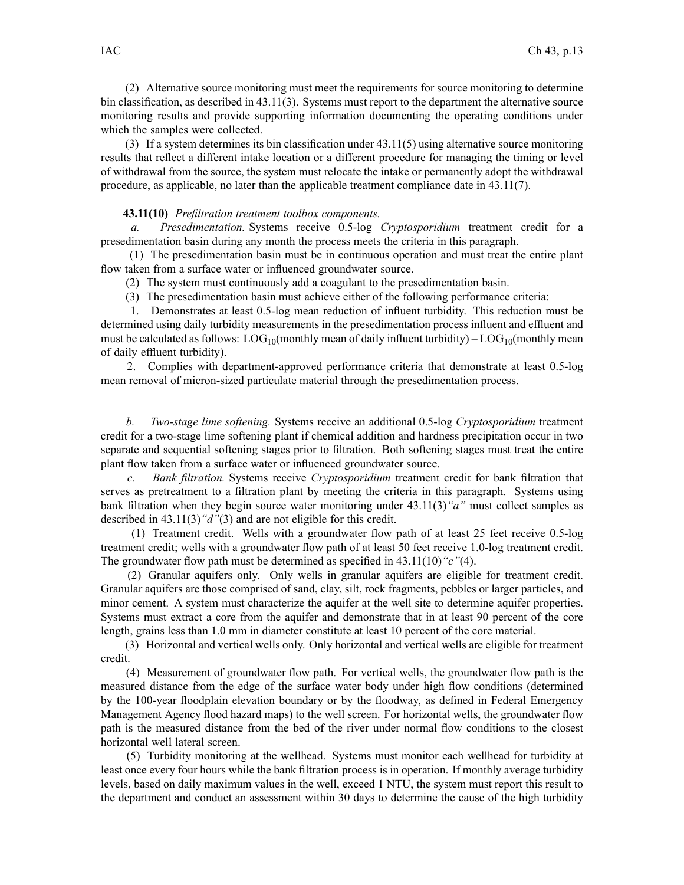(2) Alternative source monitoring must meet the requirements for source monitoring to determine bin classification, as described in 43.11(3). Systems must report to the department the alternative source monitoring results and provide supporting information documenting the operating conditions under which the samples were collected.

(3) If a system determines its bin classification under 43.11(5) using alternative source monitoring results that reflect a different intake location or a different procedure for managing the timing or level of withdrawal from the source, the system must relocate the intake or permanently adopt the withdrawal procedure, as applicable, no later than the applicable treatment compliance date in 43.11(7).

**43.11(10)** *Prefiltration treatment toolbox components.*

*a. Presedimentation.* Systems receive 0.5-log *Cryptosporidium* treatment credit for a presedimentation basin during any month the process meets the criteria in this paragraph.

(1) The presedimentation basin must be in continuous operation and must treat the entire plant flow taken from a surface water or influenced groundwater source.

(2) The system must continuously add a coagulant to the presedimentation basin.

(3) The presedimentation basin must achieve either of the following performance criteria:

1. Demonstrates at least 0.5-log mean reduction of influent turbidity. This reduction must be determined using daily turbidity measurements in the presedimentation process influent and effluent and must be calculated as follows: $LOG_{10}$(monthly mean of daily influent turbidity) – $LOG_{10}$(monthly mean of daily effluent turbidity).

2. Complies with department-approved performance criteria that demonstrate at least 0.5-log mean removal of micron-sized particulate material through the presedimentation process.

*b. Two-stage lime softening.* Systems receive an additional 0.5-log *Cryptosporidium* treatment credit for a two-stage lime softening plant if chemical addition and hardness precipitation occur in two separate and sequential softening stages prior to filtration. Both softening stages must treat the entire plant flow taken from a surface water or influenced groundwater source.

*c. Bank filtration.* Systems receive *Cryptosporidium* treatment credit for bank filtration that serves as pretreatment to a filtration plant by meeting the criteria in this paragraph. Systems using bank filtration when they begin source water monitoring under 43.11(3)*"a"* must collect samples as described in 43.11(3)*"d"*(3) and are not eligible for this credit.

(1) Treatment credit. Wells with a groundwater flow path of at least 25 feet receive 0.5-log treatment credit; wells with a groundwater flow path of at least 50 feet receive 1.0-log treatment credit. The groundwater flow path must be determined as specified in 43.11(10)*"c"*(4).

(2) Granular aquifers only. Only wells in granular aquifers are eligible for treatment credit. Granular aquifers are those comprised of sand, clay, silt, rock fragments, pebbles or larger particles, and minor cement. A system must characterize the aquifer at the well site to determine aquifer properties. Systems must extract a core from the aquifer and demonstrate that in at least 90 percent of the core length, grains less than 1.0 mm in diameter constitute at least 10 percent of the core material.

(3) Horizontal and vertical wells only. Only horizontal and vertical wells are eligible for treatment credit.

(4) Measurement of groundwater flow path. For vertical wells, the groundwater flow path is the measured distance from the edge of the surface water body under high flow conditions (determined by the 100-year floodplain elevation boundary or by the floodway, as defined in Federal Emergency Management Agency flood hazard maps) to the well screen. For horizontal wells, the groundwater flow path is the measured distance from the bed of the river under normal flow conditions to the closest horizontal well lateral screen.

(5) Turbidity monitoring at the wellhead. Systems must monitor each wellhead for turbidity at least once every four hours while the bank filtration process is in operation. If monthly average turbidity levels, based on daily maximum values in the well, exceed 1 NTU, the system must report this result to the department and conduct an assessment within 30 days to determine the cause of the high turbidity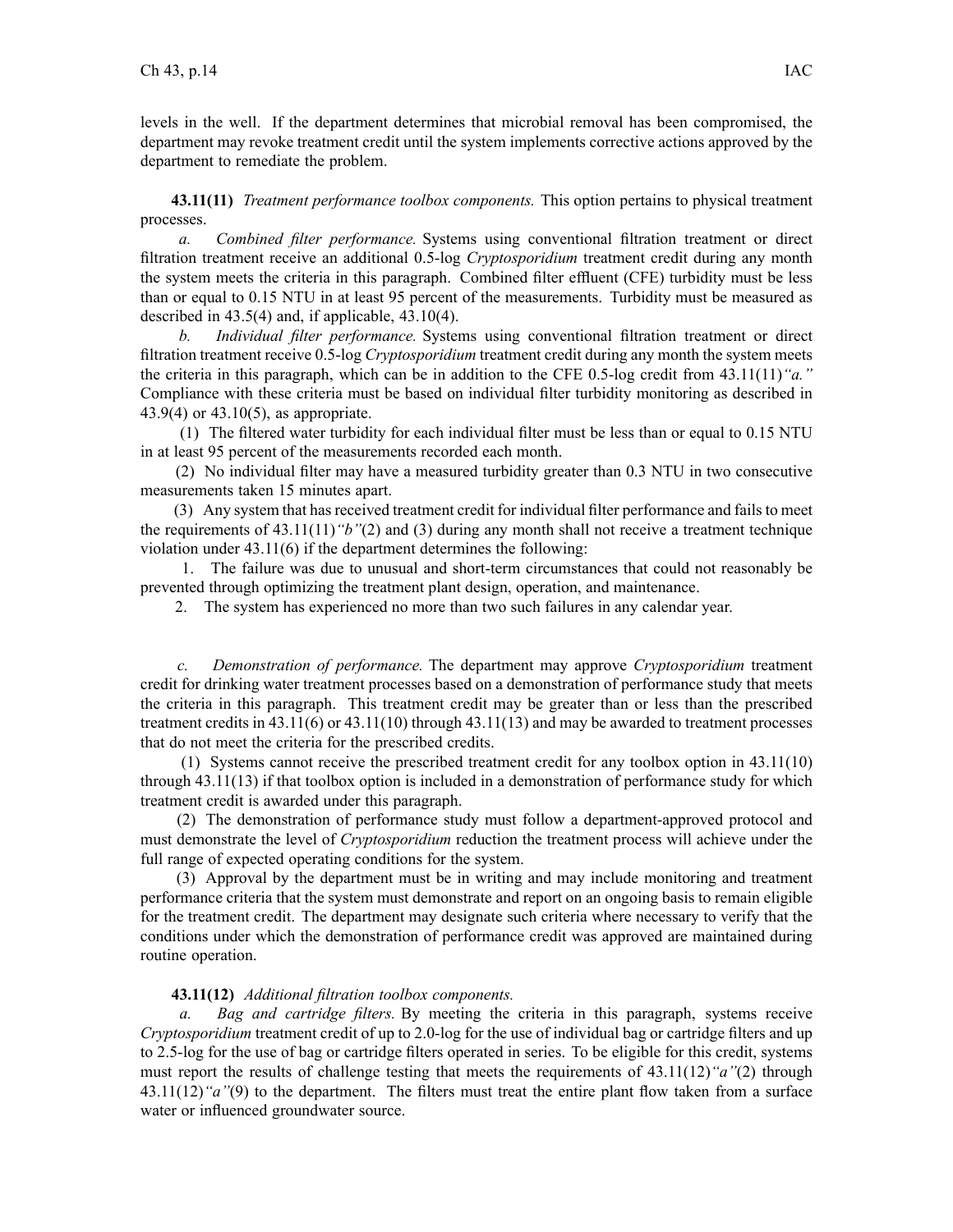levels in the well. If the department determines that microbial removal has been compromised, the department may revoke treatment credit until the system implements corrective actions approved by the department to remediate the problem.

**43.11(11)** *Treatment performance toolbox components.* This option pertains to physical treatment processes.

*a. Combined filter performance.* Systems using conventional filtration treatment or direct filtration treatment receive an additional 0.5-log *Cryptosporidium* treatment credit during any month the system meets the criteria in this paragraph. Combined filter effluent (CFE) turbidity must be less than or equal to 0.15 NTU in at least 95 percent of the measurements. Turbidity must be measured as described in 43.5(4) and, if applicable, 43.10(4).

*b. Individual filter performance.* Systems using conventional filtration treatment or direct filtration treatment receive 0.5-log *Cryptosporidium* treatment credit during any month the system meets the criteria in this paragraph, which can be in addition to the CFE 0.5-log credit from 43.11(11)*"a."* Compliance with these criteria must be based on individual filter turbidity monitoring as described in 43.9(4) or 43.10(5), as appropriate.

(1) The filtered water turbidity for each individual filter must be less than or equal to 0.15 NTU in at least 95 percent of the measurements recorded each month.

(2) No individual filter may have a measured turbidity greater than 0.3 NTU in two consecutive measurements taken 15 minutes apart.

(3) Any system that has received treatment credit for individual filter performance and fails to meet the requirements of 43.11(11)*"b"*(2) and (3) during any month shall not receive a treatment technique violation under 43.11(6) if the department determines the following:

1. The failure was due to unusual and short-term circumstances that could not reasonably be prevented through optimizing the treatment plant design, operation, and maintenance.
2. The system has experienced no more than two such failures in any calendar year.

*c. Demonstration of performance.* The department may approve *Cryptosporidium* treatment credit for drinking water treatment processes based on a demonstration of performance study that meets the criteria in this paragraph. This treatment credit may be greater than or less than the prescribed treatment credits in 43.11(6) or 43.11(10) through 43.11(13) and may be awarded to treatment processes that do not meet the criteria for the prescribed credits.

(1) Systems cannot receive the prescribed treatment credit for any toolbox option in 43.11(10) through 43.11(13) if that toolbox option is included in a demonstration of performance study for which treatment credit is awarded under this paragraph.

(2) The demonstration of performance study must follow a department-approved protocol and must demonstrate the level of *Cryptosporidium* reduction the treatment process will achieve under the full range of expected operating conditions for the system.

(3) Approval by the department must be in writing and may include monitoring and treatment performance criteria that the system must demonstrate and report on an ongoing basis to remain eligible for the treatment credit. The department may designate such criteria where necessary to verify that the conditions under which the demonstration of performance credit was approved are maintained during routine operation.

**43.11(12)** *Additional filtration toolbox components.*

*a. Bag and cartridge filters.* By meeting the criteria in this paragraph, systems receive *Cryptosporidium* treatment credit of up to 2.0-log for the use of individual bag or cartridge filters and up to 2.5-log for the use of bag or cartridge filters operated in series. To be eligible for this credit, systems must report the results of challenge testing that meets the requirements of 43.11(12)*"a"*(2) through 43.11(12)*"a"*(9) to the department. The filters must treat the entire plant flow taken from a surface water or influenced groundwater source.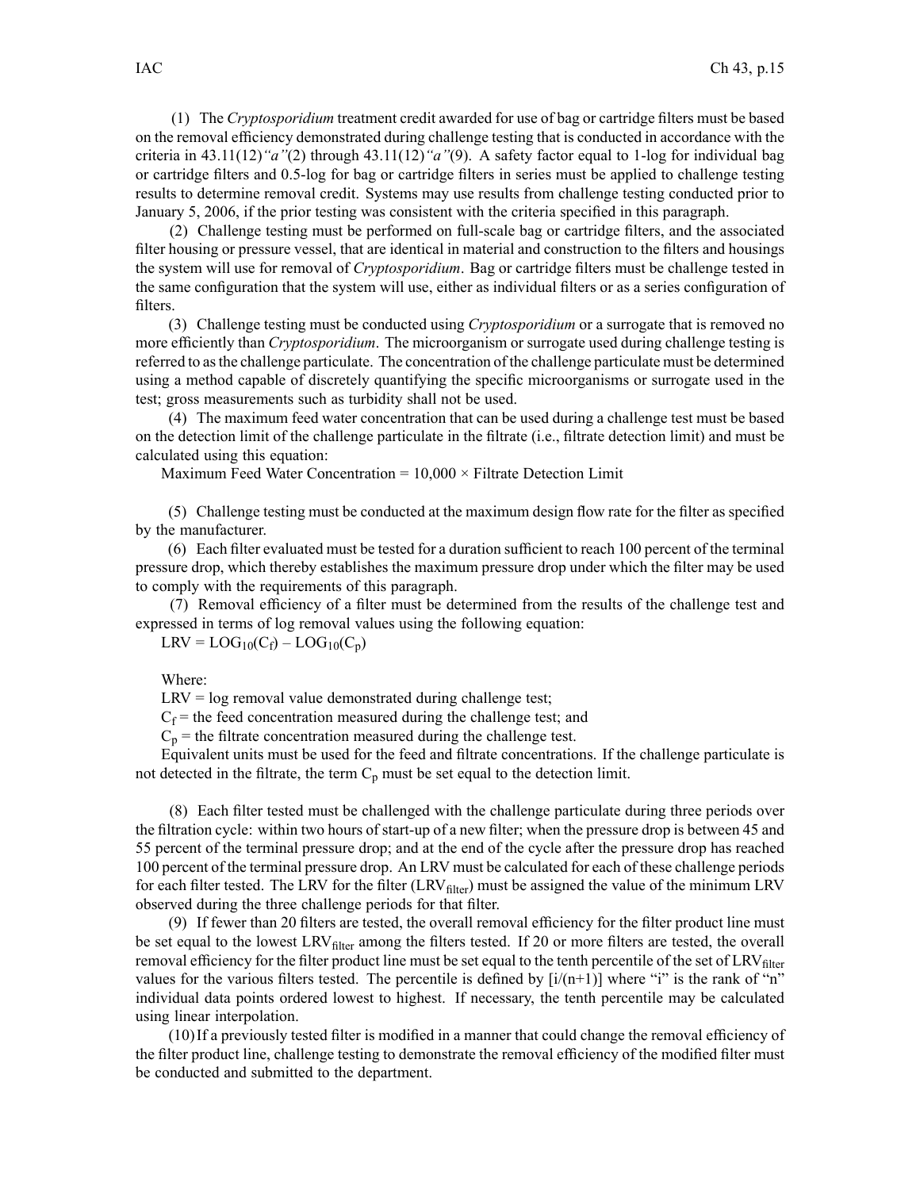(1) The *Cryptosporidium* treatment credit awarded for use of bag or cartridge filters must be based on the removal efficiency demonstrated during challenge testing that is conducted in accordance with the criteria in 43.11(12)*"a"*(2) through 43.11(12)*"a"*(9). A safety factor equal to 1-log for individual bag or cartridge filters and 0.5-log for bag or cartridge filters in series must be applied to challenge testing results to determine removal credit. Systems may use results from challenge testing conducted prior to January 5, 2006, if the prior testing was consistent with the criteria specified in this paragraph.

(2) Challenge testing must be performed on full-scale bag or cartridge filters, and the associated filter housing or pressure vessel, that are identical in material and construction to the filters and housings the system will use for removal of *Cryptosporidium*. Bag or cartridge filters must be challenge tested in the same configuration that the system will use, either as individual filters or as a series configuration of filters.

(3) Challenge testing must be conducted using *Cryptosporidium* or a surrogate that is removed no more efficiently than *Cryptosporidium*. The microorganism or surrogate used during challenge testing is referred to as the challenge particulate. The concentration of the challenge particulate must be determined using a method capable of discretely quantifying the specific microorganisms or surrogate used in the test; gross measurements such as turbidity shall not be used.

(4) The maximum feed water concentration that can be used during a challenge test must be based on the detection limit of the challenge particulate in the filtrate (i.e., filtrate detection limit) and must be calculated using this equation:

Maximum Feed Water Concentration = 10,000 × Filtrate Detection Limit

(5) Challenge testing must be conducted at the maximum design flow rate for the filter as specified by the manufacturer.

(6) Each filter evaluated must be tested for a duration sufficient to reach 100 percent of the terminal pressure drop, which thereby establishes the maximum pressure drop under which the filter may be used to comply with the requirements of this paragraph.

(7) Removal efficiency of a filter must be determined from the results of the challenge test and expressed in terms of log removal values using the following equation:

$$LRV = LOG_{10}(C_f) - LOG_{10}(C_p)$$

Where:

LRV = log removal value demonstrated during challenge test;

$C_f$ = the feed concentration measured during the challenge test; and

$C_p$ = the filtrate concentration measured during the challenge test.

Equivalent units must be used for the feed and filtrate concentrations. If the challenge particulate is not detected in the filtrate, the term $C_p$ must be set equal to the detection limit.

(8) Each filter tested must be challenged with the challenge particulate during three periods over the filtration cycle: within two hours of start-up of a new filter; when the pressure drop is between 45 and 55 percent of the terminal pressure drop; and at the end of the cycle after the pressure drop has reached 100 percent of the terminal pressure drop. An LRV must be calculated for each of these challenge periods for each filter tested. The LRV for the filter ($LRV_{filter}$) must be assigned the value of the minimum LRV observed during the three challenge periods for that filter.

(9) If fewer than 20 filters are tested, the overall removal efficiency for the filter product line must be set equal to the lowest $LRV_{filter}$ among the filters tested. If 20 or more filters are tested, the overall removal efficiency for the filter product line must be set equal to the tenth percentile of the set of $LRV_{filter}$ values for the various filters tested. The percentile is defined by [i/(n+1)] where "i" is the rank of "n" individual data points ordered lowest to highest. If necessary, the tenth percentile may be calculated using linear interpolation.

(10) If a previously tested filter is modified in a manner that could change the removal efficiency of the filter product line, challenge testing to demonstrate the removal efficiency of the modified filter must be conducted and submitted to the department.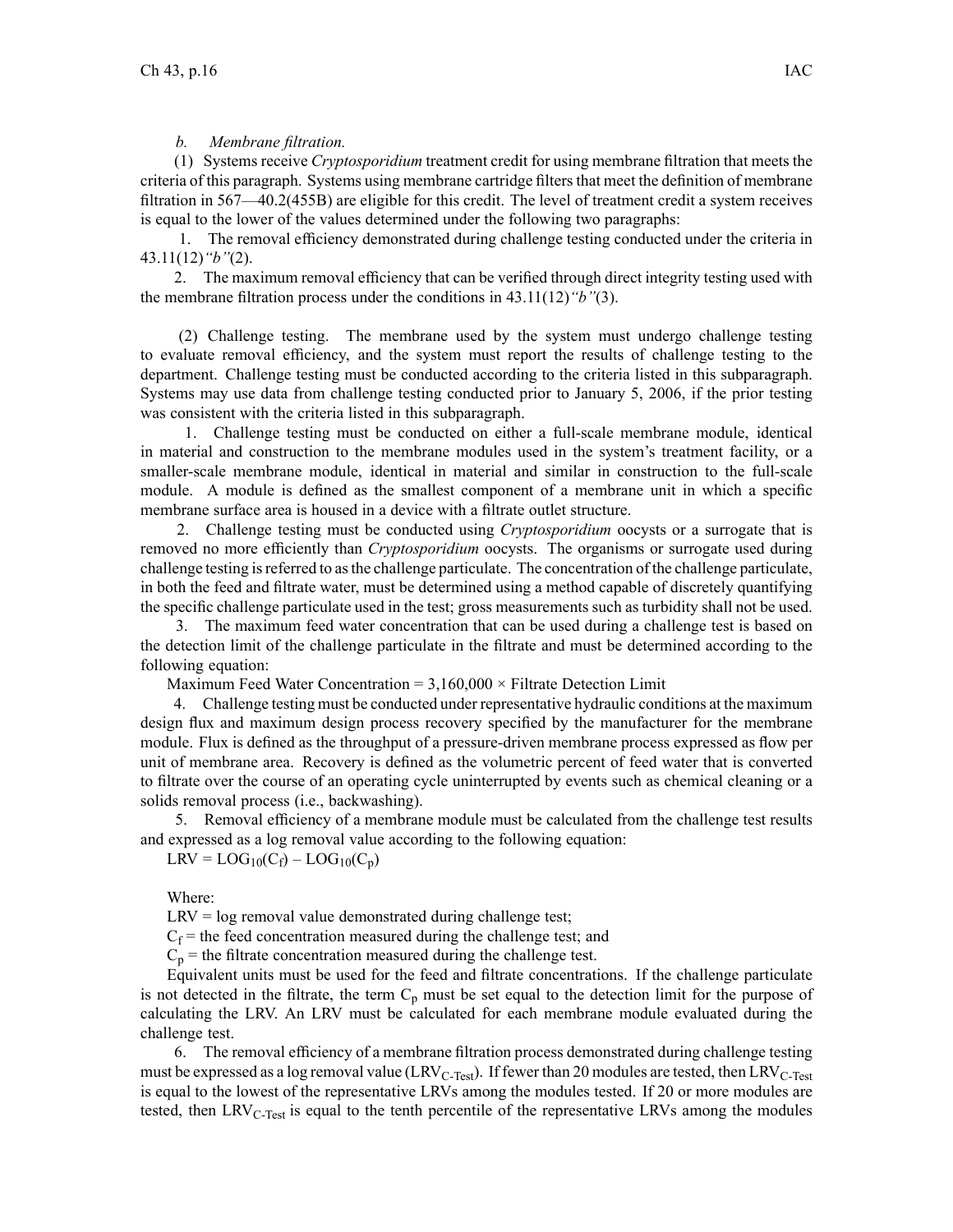*b. Membrane filtration.*

(1) Systems receive *Cryptosporidium* treatment credit for using membrane filtration that meets the criteria of this paragraph. Systems using membrane cartridge filters that meet the definition of membrane filtration in 567—40.2(455B) are eligible for this credit. The level of treatment credit a system receives is equal to the lower of the values determined under the following two paragraphs:

1. The removal efficiency demonstrated during challenge testing conducted under the criteria in 43.11(12)*"b"*(2).

2. The maximum removal efficiency that can be verified through direct integrity testing used with the membrane filtration process under the conditions in 43.11(12)*"b"*(3).

(2) Challenge testing. The membrane used by the system must undergo challenge testing to evaluate removal efficiency, and the system must report the results of challenge testing to the department. Challenge testing must be conducted according to the criteria listed in this subparagraph. Systems may use data from challenge testing conducted prior to January 5, 2006, if the prior testing was consistent with the criteria listed in this subparagraph.

1. Challenge testing must be conducted on either a full-scale membrane module, identical in material and construction to the membrane modules used in the system's treatment facility, or a smaller-scale membrane module, identical in material and similar in construction to the full-scale module. A module is defined as the smallest component of a membrane unit in which a specific membrane surface area is housed in a device with a filtrate outlet structure.

2. Challenge testing must be conducted using *Cryptosporidium* oocysts or a surrogate that is removed no more efficiently than *Cryptosporidium* oocysts. The organisms or surrogate used during challenge testing is referred to as the challenge particulate. The concentration of the challenge particulate, in both the feed and filtrate water, must be determined using a method capable of discretely quantifying the specific challenge particulate used in the test; gross measurements such as turbidity shall not be used.

3. The maximum feed water concentration that can be used during a challenge test is based on the detection limit of the challenge particulate in the filtrate and must be determined according to the following equation:

Maximum Feed Water Concentration = 3,160,000 × Filtrate Detection Limit

4. Challenge testing must be conducted under representative hydraulic conditions at the maximum design flux and maximum design process recovery specified by the manufacturer for the membrane module. Flux is defined as the throughput of a pressure-driven membrane process expressed as flow per unit of membrane area. Recovery is defined as the volumetric percent of feed water that is converted to filtrate over the course of an operating cycle uninterrupted by events such as chemical cleaning or a solids removal process (i.e., backwashing).

5. Removal efficiency of a membrane module must be calculated from the challenge test results and expressed as a log removal value according to the following equation:

$$LRV = LOG_{10}(C_f) - LOG_{10}(C_p)$$

Where:

LRV = log removal value demonstrated during challenge test;

$C_f$ = the feed concentration measured during the challenge test; and

$C_p$ = the filtrate concentration measured during the challenge test.

Equivalent units must be used for the feed and filtrate concentrations. If the challenge particulate is not detected in the filtrate, the term $C_p$ must be set equal to the detection limit for the purpose of calculating the LRV. An LRV must be calculated for each membrane module evaluated during the challenge test.

6. The removal efficiency of a membrane filtration process demonstrated during challenge testing must be expressed as a log removal value ($LRV_{C\text{-}Test}$). If fewer than 20 modules are tested, then $LRV_{C\text{-}Test}$ is equal to the lowest of the representative LRVs among the modules tested. If 20 or more modules are tested, then $LRV_{C\text{-}Test}$ is equal to the tenth percentile of the representative LRVs among the modules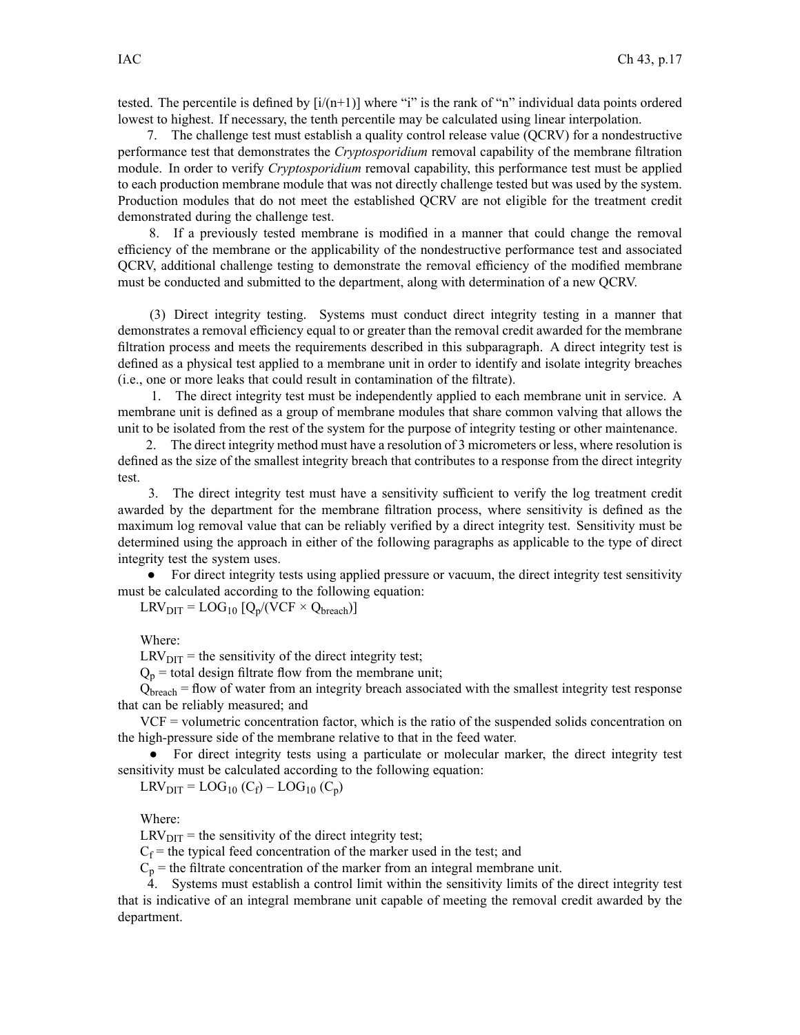tested. The percentile is defined by $[i/(n+1)]$ where "i" is the rank of "n" individual data points ordered lowest to highest. If necessary, the tenth percentile may be calculated using linear interpolation.

7. The challenge test must establish a quality control release value (QCRV) for a nondestructive performance test that demonstrates the *Cryptosporidium* removal capability of the membrane filtration module. In order to verify *Cryptosporidium* removal capability, this performance test must be applied to each production membrane module that was not directly challenge tested but was used by the system. Production modules that do not meet the established QCRV are not eligible for the treatment credit demonstrated during the challenge test.

8. If a previously tested membrane is modified in a manner that could change the removal efficiency of the membrane or the applicability of the nondestructive performance test and associated QCRV, additional challenge testing to demonstrate the removal efficiency of the modified membrane must be conducted and submitted to the department, along with determination of a new QCRV.

(3) Direct integrity testing. Systems must conduct direct integrity testing in a manner that demonstrates a removal efficiency equal to or greater than the removal credit awarded for the membrane filtration process and meets the requirements described in this subparagraph. A direct integrity test is defined as a physical test applied to a membrane unit in order to identify and isolate integrity breaches (i.e., one or more leaks that could result in contamination of the filtrate).

1. The direct integrity test must be independently applied to each membrane unit in service. A membrane unit is defined as a group of membrane modules that share common valving that allows the unit to be isolated from the rest of the system for the purpose of integrity testing or other maintenance.

2. The direct integrity method must have a resolution of 3 micrometers or less, where resolution is defined as the size of the smallest integrity breach that contributes to a response from the direct integrity test.

3. The direct integrity test must have a sensitivity sufficient to verify the log treatment credit awarded by the department for the membrane filtration process, where sensitivity is defined as the maximum log removal value that can be reliably verified by a direct integrity test. Sensitivity must be determined using the approach in either of the following paragraphs as applicable to the type of direct integrity test the system uses.

- For direct integrity tests using applied pressure or vacuum, the direct integrity test sensitivity must be calculated according to the following equation:

$$LRV_{DIT} = LOG_{10}\,[Q_p/(VCF \times Q_{breach})]$$

Where:

$LRV_{DIT}$ = the sensitivity of the direct integrity test;

$Q_p$ = total design filtrate flow from the membrane unit;

$Q_{breach}$ = flow of water from an integrity breach associated with the smallest integrity test response that can be reliably measured; and

$VCF$ = volumetric concentration factor, which is the ratio of the suspended solids concentration on the high-pressure side of the membrane relative to that in the feed water.

- For direct integrity tests using a particulate or molecular marker, the direct integrity test sensitivity must be calculated according to the following equation:

$$LRV_{DIT} = LOG_{10}\,(C_f) - LOG_{10}\,(C_p)$$

Where:

$LRV_{DIT}$ = the sensitivity of the direct integrity test;

$C_f$ = the typical feed concentration of the marker used in the test; and

$C_p$ = the filtrate concentration of the marker from an integral membrane unit.

4. Systems must establish a control limit within the sensitivity limits of the direct integrity test that is indicative of an integral membrane unit capable of meeting the removal credit awarded by the department.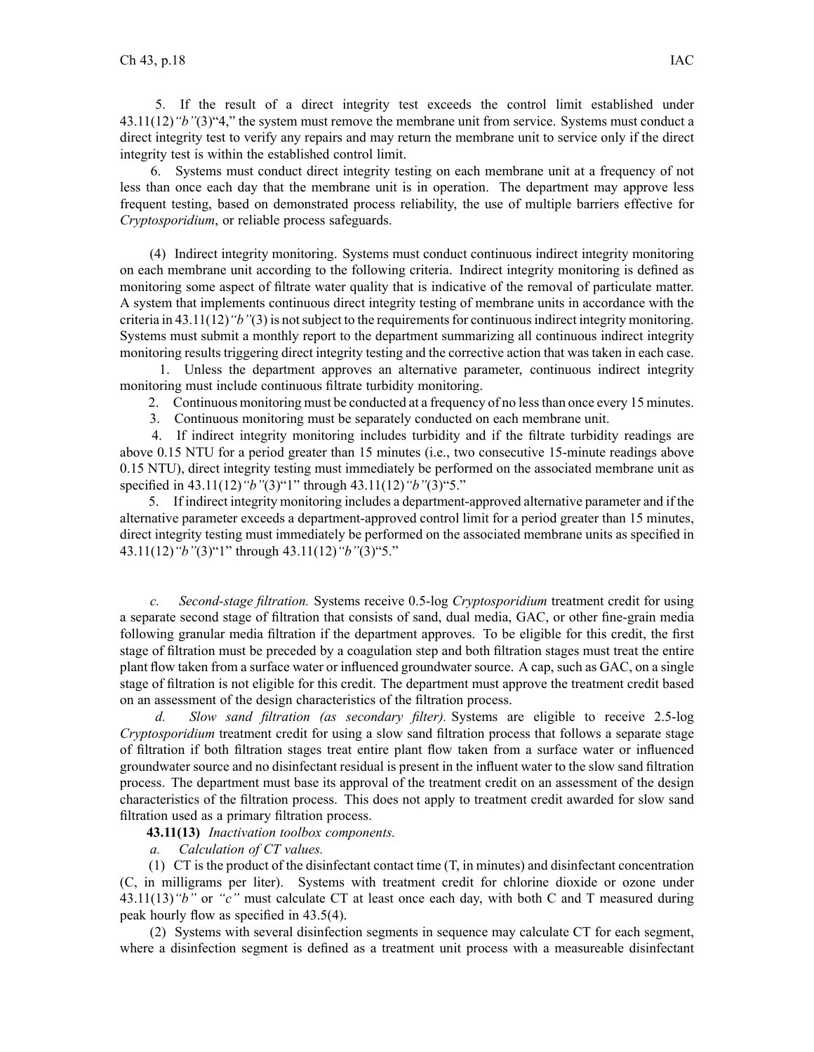5. If the result of a direct integrity test exceeds the control limit established under 43.11(12)*"b"*(3)"4," the system must remove the membrane unit from service. Systems must conduct a direct integrity test to verify any repairs and may return the membrane unit to service only if the direct integrity test is within the established control limit.

6. Systems must conduct direct integrity testing on each membrane unit at a frequency of not less than once each day that the membrane unit is in operation. The department may approve less frequent testing, based on demonstrated process reliability, the use of multiple barriers effective for *Cryptosporidium*, or reliable process safeguards.

(4) Indirect integrity monitoring. Systems must conduct continuous indirect integrity monitoring on each membrane unit according to the following criteria. Indirect integrity monitoring is defined as monitoring some aspect of filtrate water quality that is indicative of the removal of particulate matter. A system that implements continuous direct integrity testing of membrane units in accordance with the criteria in 43.11(12)*"b"*(3) is not subject to the requirements for continuous indirect integrity monitoring. Systems must submit a monthly report to the department summarizing all continuous indirect integrity monitoring results triggering direct integrity testing and the corrective action that was taken in each case.

1. Unless the department approves an alternative parameter, continuous indirect integrity monitoring must include continuous filtrate turbidity monitoring.

2. Continuous monitoring must be conducted at a frequency of no less than once every 15 minutes.

3. Continuous monitoring must be separately conducted on each membrane unit.

4. If indirect integrity monitoring includes turbidity and if the filtrate turbidity readings are above 0.15 NTU for a period greater than 15 minutes (i.e., two consecutive 15-minute readings above 0.15 NTU), direct integrity testing must immediately be performed on the associated membrane unit as specified in 43.11(12)*"b"*(3)"1" through 43.11(12)*"b"*(3)"5."

5. If indirect integrity monitoring includes a department-approved alternative parameter and if the alternative parameter exceeds a department-approved control limit for a period greater than 15 minutes, direct integrity testing must immediately be performed on the associated membrane units as specified in 43.11(12)*"b"*(3)"1" through 43.11(12)*"b"*(3)"5."

*c. Second-stage filtration.* Systems receive 0.5-log *Cryptosporidium* treatment credit for using a separate second stage of filtration that consists of sand, dual media, GAC, or other fine-grain media following granular media filtration if the department approves. To be eligible for this credit, the first stage of filtration must be preceded by a coagulation step and both filtration stages must treat the entire plant flow taken from a surface water or influenced groundwater source. A cap, such as GAC, on a single stage of filtration is not eligible for this credit. The department must approve the treatment credit based on an assessment of the design characteristics of the filtration process.

*d. Slow sand filtration (as secondary filter).* Systems are eligible to receive 2.5-log *Cryptosporidium* treatment credit for using a slow sand filtration process that follows a separate stage of filtration if both filtration stages treat entire plant flow taken from a surface water or influenced groundwater source and no disinfectant residual is present in the influent water to the slow sand filtration process. The department must base its approval of the treatment credit on an assessment of the design characteristics of the filtration process. This does not apply to treatment credit awarded for slow sand filtration used as a primary filtration process.

**43.11(13)** *Inactivation toolbox components.*

*a. Calculation of CT values.*

(1) CT is the product of the disinfectant contact time (T, in minutes) and disinfectant concentration (C, in milligrams per liter). Systems with treatment credit for chlorine dioxide or ozone under 43.11(13)*"b"* or *"c"* must calculate CT at least once each day, with both C and T measured during peak hourly flow as specified in 43.5(4).

(2) Systems with several disinfection segments in sequence may calculate CT for each segment, where a disinfection segment is defined as a treatment unit process with a measureable disinfectant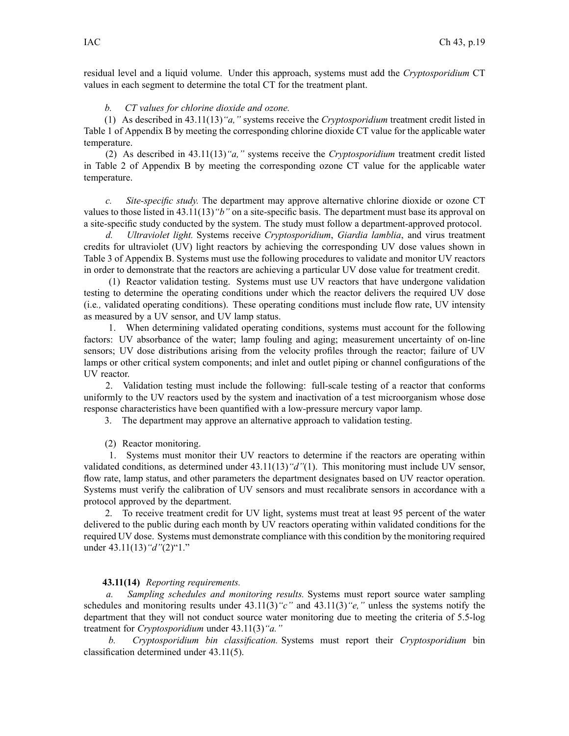residual level and a liquid volume. Under this approach, systems must add the *Cryptosporidium* CT values in each segment to determine the total CT for the treatment plant.

*b. CT values for chlorine dioxide and ozone.*

(1) As described in 43.11(13)*"a,"* systems receive the *Cryptosporidium* treatment credit listed in Table 1 of Appendix B by meeting the corresponding chlorine dioxide CT value for the applicable water temperature.

(2) As described in 43.11(13)*"a,"* systems receive the *Cryptosporidium* treatment credit listed in Table 2 of Appendix B by meeting the corresponding ozone CT value for the applicable water temperature.

*c. Site-specific study.* The department may approve alternative chlorine dioxide or ozone CT values to those listed in 43.11(13)*"b"* on a site-specific basis. The department must base its approval on a site-specific study conducted by the system. The study must follow a department-approved protocol.

*d. Ultraviolet light.* Systems receive *Cryptosporidium*, *Giardia lamblia*, and virus treatment credits for ultraviolet (UV) light reactors by achieving the corresponding UV dose values shown in Table 3 of Appendix B. Systems must use the following procedures to validate and monitor UV reactors in order to demonstrate that the reactors are achieving a particular UV dose value for treatment credit.

(1) Reactor validation testing. Systems must use UV reactors that have undergone validation testing to determine the operating conditions under which the reactor delivers the required UV dose (i.e., validated operating conditions). These operating conditions must include flow rate, UV intensity as measured by a UV sensor, and UV lamp status.

1. When determining validated operating conditions, systems must account for the following factors: UV absorbance of the water; lamp fouling and aging; measurement uncertainty of on-line sensors; UV dose distributions arising from the velocity profiles through the reactor; failure of UV lamps or other critical system components; and inlet and outlet piping or channel configurations of the UV reactor.

2. Validation testing must include the following: full-scale testing of a reactor that conforms uniformly to the UV reactors used by the system and inactivation of a test microorganism whose dose response characteristics have been quantified with a low-pressure mercury vapor lamp.

3. The department may approve an alternative approach to validation testing.

(2) Reactor monitoring.

1. Systems must monitor their UV reactors to determine if the reactors are operating within validated conditions, as determined under 43.11(13)*"d"*(1). This monitoring must include UV sensor, flow rate, lamp status, and other parameters the department designates based on UV reactor operation. Systems must verify the calibration of UV sensors and must recalibrate sensors in accordance with a protocol approved by the department.

2. To receive treatment credit for UV light, systems must treat at least 95 percent of the water delivered to the public during each month by UV reactors operating within validated conditions for the required UV dose. Systems must demonstrate compliance with this condition by the monitoring required under 43.11(13)*"d"*(2)"1."

**43.11(14)** *Reporting requirements.*

*a. Sampling schedules and monitoring results.* Systems must report source water sampling schedules and monitoring results under 43.11(3)*"c"* and 43.11(3)*"e,"* unless the systems notify the department that they will not conduct source water monitoring due to meeting the criteria of 5.5-log treatment for *Cryptosporidium* under 43.11(3)*"a."*

*b. Cryptosporidium bin classification.* Systems must report their *Cryptosporidium* bin classification determined under 43.11(5).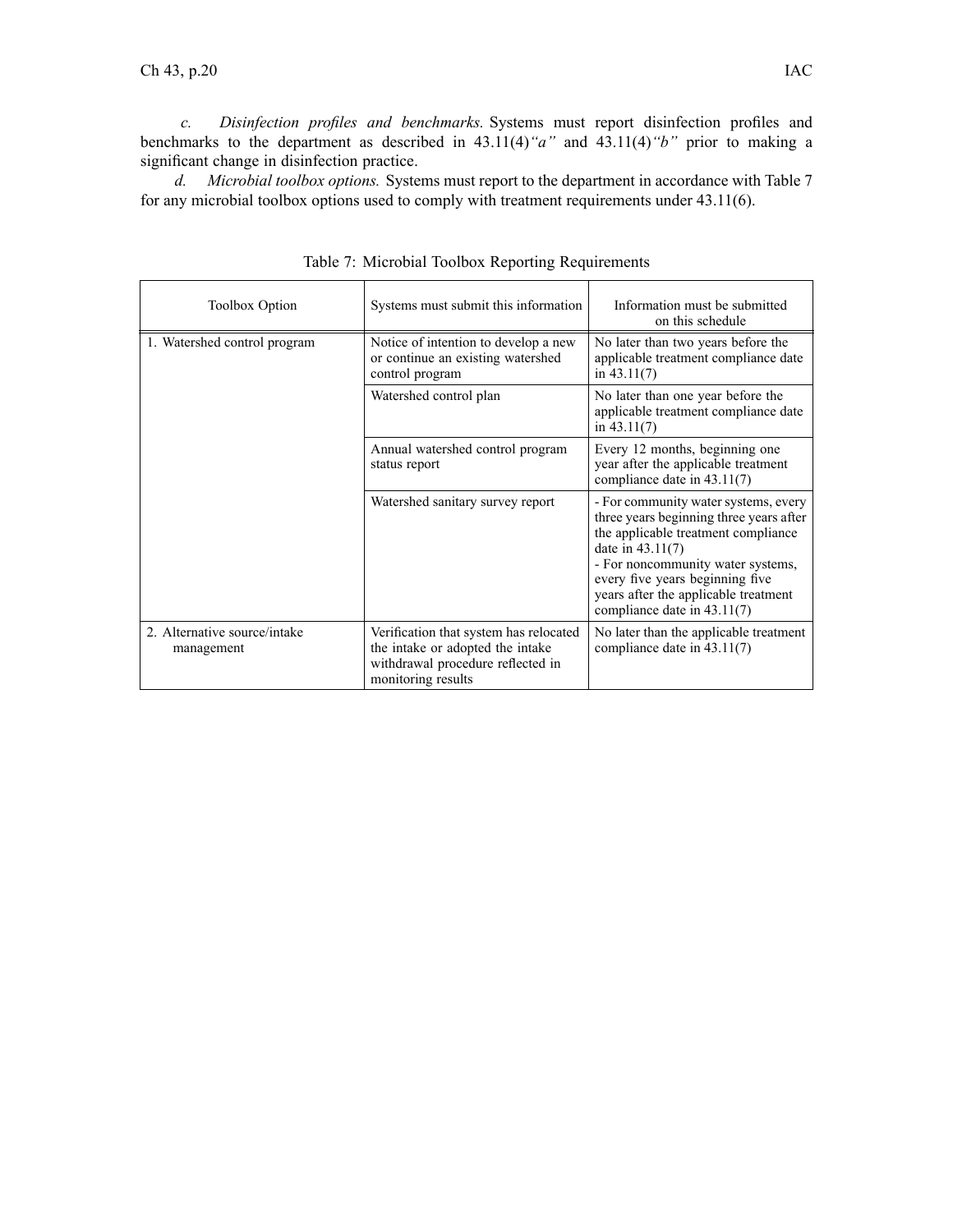*c. Disinfection profiles and benchmarks.* Systems must report disinfection profiles and benchmarks to the department as described in 43.11(4)*"a"* and 43.11(4)*"b"* prior to making a significant change in disinfection practice.

*d. Microbial toolbox options.* Systems must report to the department in accordance with Table 7 for any microbial toolbox options used to comply with treatment requirements under 43.11(6).

Table 7: Microbial Toolbox Reporting Requirements

| Toolbox Option | Systems must submit this information | Information must be submitted on this schedule |
|---|---|---|
| 1. Watershed control program | Notice of intention to develop a new or continue an existing watershed control program | No later than two years before the applicable treatment compliance date in 43.11(7) |
| | Watershed control plan | No later than one year before the applicable treatment compliance date in 43.11(7) |
| | Annual watershed control program status report | Every 12 months, beginning one year after the applicable treatment compliance date in 43.11(7) |
| | Watershed sanitary survey report | - For community water systems, every three years beginning three years after the applicable treatment compliance date in 43.11(7)<br>- For noncommunity water systems, every five years beginning five years after the applicable treatment compliance date in 43.11(7) |
| 2. Alternative source/intake management | Verification that system has relocated the intake or adopted the intake withdrawal procedure reflected in monitoring results | No later than the applicable treatment compliance date in 43.11(7) |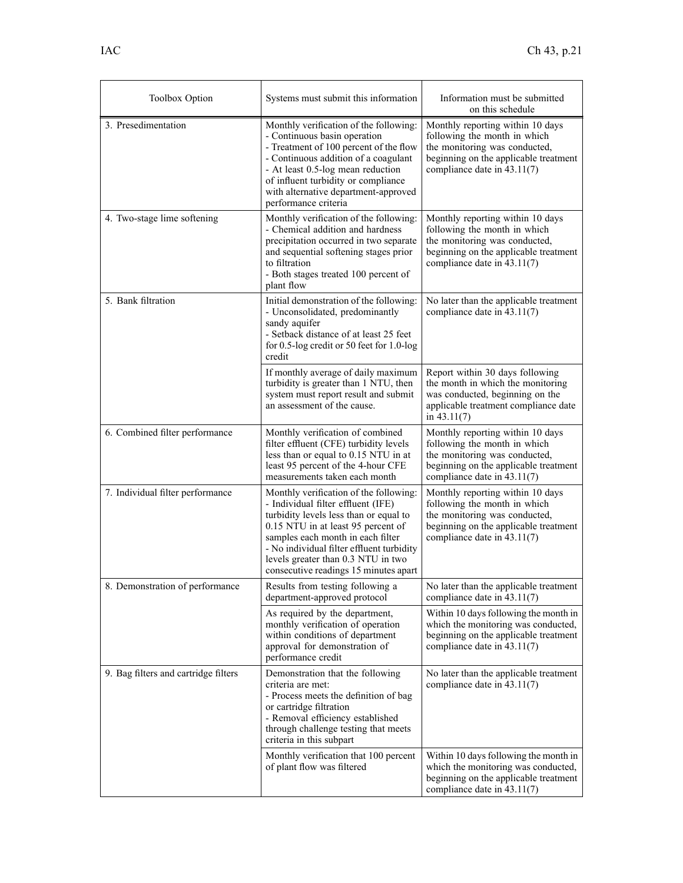| Toolbox Option | Systems must submit this information | Information must be submitted on this schedule |
|---|---|---|
| 3. Presedimentation | Monthly verification of the following:<br>- Continuous basin operation<br>- Treatment of 100 percent of the flow<br>- Continuous addition of a coagulant<br>- At least 0.5-log mean reduction of influent turbidity or compliance with alternative department-approved performance criteria | Monthly reporting within 10 days following the month in which the monitoring was conducted, beginning on the applicable treatment compliance date in 43.11(7) |
| 4. Two-stage lime softening | Monthly verification of the following:<br>- Chemical addition and hardness precipitation occurred in two separate and sequential softening stages prior to filtration<br>- Both stages treated 100 percent of plant flow | Monthly reporting within 10 days following the month in which the monitoring was conducted, beginning on the applicable treatment compliance date in 43.11(7) |
| 5. Bank filtration | Initial demonstration of the following:<br>- Unconsolidated, predominantly sandy aquifer<br>- Setback distance of at least 25 feet for 0.5-log credit or 50 feet for 1.0-log credit | No later than the applicable treatment compliance date in 43.11(7) |
| | If monthly average of daily maximum turbidity is greater than 1 NTU, then system must report result and submit an assessment of the cause. | Report within 30 days following the month in which the monitoring was conducted, beginning on the applicable treatment compliance date in 43.11(7) |
| 6. Combined filter performance | Monthly verification of combined filter effluent (CFE) turbidity levels less than or equal to 0.15 NTU in at least 95 percent of the 4-hour CFE measurements taken each month | Monthly reporting within 10 days following the month in which the monitoring was conducted, beginning on the applicable treatment compliance date in 43.11(7) |
| 7. Individual filter performance | Monthly verification of the following:<br>- Individual filter effluent (IFE) turbidity levels less than or equal to 0.15 NTU in at least 95 percent of samples each month in each filter<br>- No individual filter effluent turbidity levels greater than 0.3 NTU in two consecutive readings 15 minutes apart | Monthly reporting within 10 days following the month in which the monitoring was conducted, beginning on the applicable treatment compliance date in 43.11(7) |
| 8. Demonstration of performance | Results from testing following a department-approved protocol | No later than the applicable treatment compliance date in 43.11(7) |
| | As required by the department, monthly verification of operation within conditions of department approval for demonstration of performance credit | Within 10 days following the month in which the monitoring was conducted, beginning on the applicable treatment compliance date in 43.11(7) |
| 9. Bag filters and cartridge filters | Demonstration that the following criteria are met:<br>- Process meets the definition of bag or cartridge filtration<br>- Removal efficiency established through challenge testing that meets criteria in this subpart | No later than the applicable treatment compliance date in 43.11(7) |
| | Monthly verification that 100 percent of plant flow was filtered | Within 10 days following the month in which the monitoring was conducted, beginning on the applicable treatment compliance date in 43.11(7) |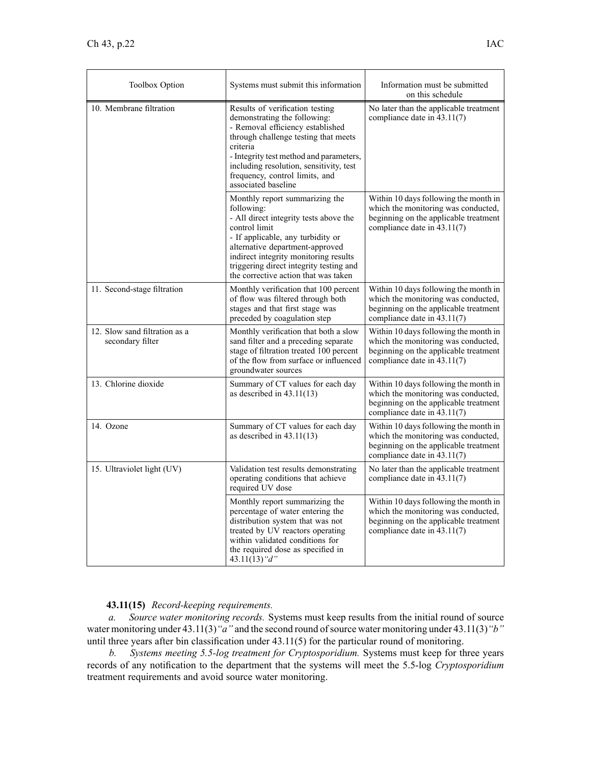| Toolbox Option | Systems must submit this information | Information must be submitted on this schedule |
|---|---|---|
| 10. Membrane filtration | Results of verification testing demonstrating the following:<br>- Removal efficiency established through challenge testing that meets criteria<br>- Integrity test method and parameters, including resolution, sensitivity, test frequency, control limits, and associated baseline | No later than the applicable treatment compliance date in 43.11(7) |
| | Monthly report summarizing the following:<br>- All direct integrity tests above the control limit<br>- If applicable, any turbidity or alternative department-approved indirect integrity monitoring results triggering direct integrity testing and the corrective action that was taken | Within 10 days following the month in which the monitoring was conducted, beginning on the applicable treatment compliance date in 43.11(7) |
| 11. Second-stage filtration | Monthly verification that 100 percent of flow was filtered through both stages and that first stage was preceded by coagulation step | Within 10 days following the month in which the monitoring was conducted, beginning on the applicable treatment compliance date in 43.11(7) |
| 12. Slow sand filtration as a secondary filter | Monthly verification that both a slow sand filter and a preceding separate stage of filtration treated 100 percent of the flow from surface or influenced groundwater sources | Within 10 days following the month in which the monitoring was conducted, beginning on the applicable treatment compliance date in 43.11(7) |
| 13. Chlorine dioxide | Summary of CT values for each day as described in 43.11(13) | Within 10 days following the month in which the monitoring was conducted, beginning on the applicable treatment compliance date in 43.11(7) |
| 14. Ozone | Summary of CT values for each day as described in 43.11(13) | Within 10 days following the month in which the monitoring was conducted, beginning on the applicable treatment compliance date in 43.11(7) |
| 15. Ultraviolet light (UV) | Validation test results demonstrating operating conditions that achieve required UV dose | No later than the applicable treatment compliance date in 43.11(7) |
| | Monthly report summarizing the percentage of water entering the distribution system that was not treated by UV reactors operating within validated conditions for the required dose as specified in 43.11(13)*"d"* | Within 10 days following the month in which the monitoring was conducted, beginning on the applicable treatment compliance date in 43.11(7) |

**43.11(15)** *Record-keeping requirements.*

*a. Source water monitoring records.* Systems must keep results from the initial round of source water monitoring under 43.11(3)*"a"* and the second round of source water monitoring under 43.11(3)*"b"* until three years after bin classification under 43.11(5) for the particular round of monitoring.

*b. Systems meeting 5.5-log treatment for Cryptosporidium.* Systems must keep for three years records of any notification to the department that the systems will meet the 5.5-log *Cryptosporidium* treatment requirements and avoid source water monitoring.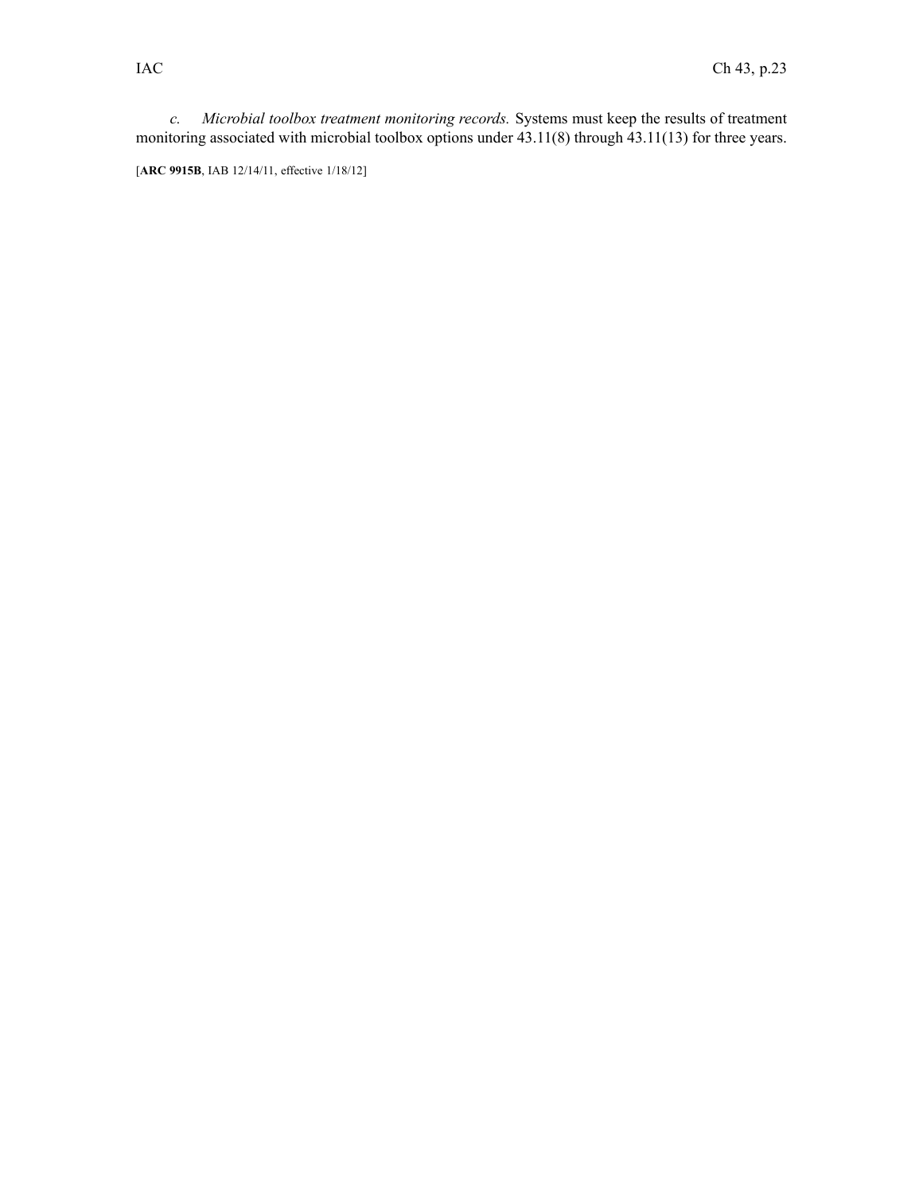*c. Microbial toolbox treatment monitoring records.* Systems must keep the results of treatment monitoring associated with microbial toolbox options under 43.11(8) through 43.11(13) for three years.

[**ARC 9915B**, IAB 12/14/11, effective 1/18/12]